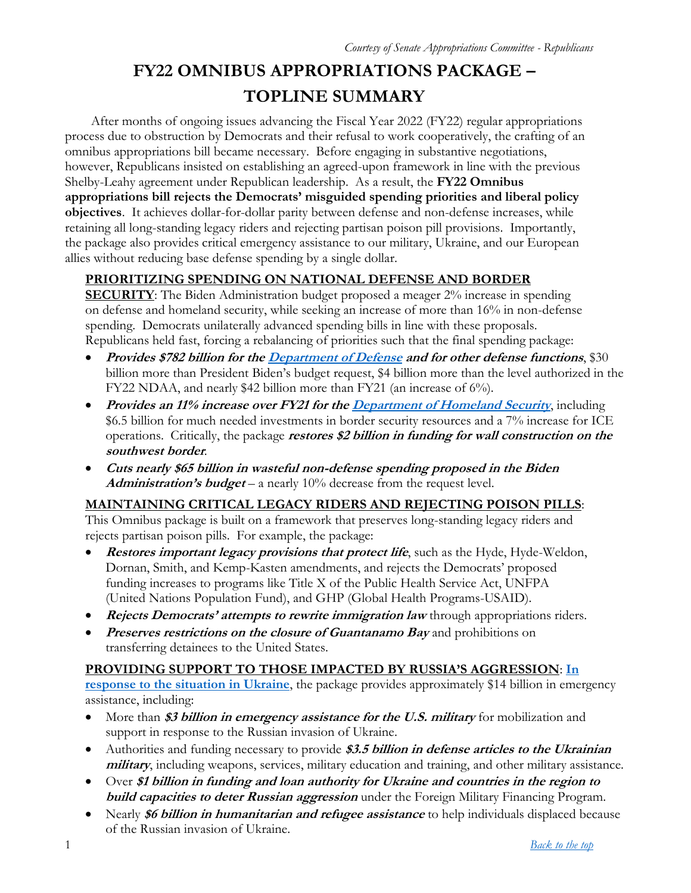*Courtesy of Senate Appropriations Committee - Republicans*

# FY22 OMNIBUS APPROPRIATIONS PACKAGE – TOPLINE SUMMARY

After months of ongoing issues advancing the Fiscal Year 2022 (FY22) regular appropriations process due to obstruction by Democrats and their refusal to work cooperatively, the crafting of an omnibus appropriations bill became necessary. Before engaging in substantive negotiations, however, Republicans insisted on establishing an agreed-upon framework in line with the previous Shelby-Leahy agreement under Republican leadership. As a result, the **FY22 Omnibus appropriations bill rejects the Democrats' misguided spending priorities and liberal policy objectives**. It achieves dollar-for-dollar parity between defense and non-defense increases, while retaining all long-standing legacy riders and rejecting partisan poison pill provisions. Importantly, the package also provides critical emergency assistance to our military, Ukraine, and our European allies without reducing base defense spending by a single dollar.

**PRIORITIZING SPENDING ON NATIONAL DEFENSE AND BORDER SECURITY**: The Biden Administration budget proposed a meager 2% increase in spending on defense and homeland security, while seeking an increase of more than 16% in non-defense spending. Democrats unilaterally advanced spending bills in line with these proposals. Republicans held fast, forcing a rebalancing of priorities such that the final spending package:

- ***Provides $782 billion for the [Department of Defense](#) and for other defense functions***, $30 billion more than President Biden's budget request, $4 billion more than the level authorized in the FY22 NDAA, and nearly $42 billion more than FY21 (an increase of 6%).
- ***Provides an 11% increase over FY21 for the [Department of Homeland Security](#)***, including $6.5 billion for much needed investments in border security resources and a 7% increase for ICE operations. Critically, the package ***restores $2 billion in funding for wall construction on the southwest border***.
- ***Cuts nearly $65 billion in wasteful non-defense spending proposed in the Biden Administration's budget*** – a nearly 10% decrease from the request level.

**MAINTAINING CRITICAL LEGACY RIDERS AND REJECTING POISON PILLS**: This Omnibus package is built on a framework that preserves long-standing legacy riders and rejects partisan poison pills. For example, the package:

- ***Restores important legacy provisions that protect life***, such as the Hyde, Hyde-Weldon, Dornan, Smith, and Kemp-Kasten amendments, and rejects the Democrats' proposed funding increases to programs like Title X of the Public Health Service Act, UNFPA (United Nations Population Fund), and GHP (Global Health Programs-USAID).
- ***Rejects Democrats' attempts to rewrite immigration law*** through appropriations riders.
- ***Preserves restrictions on the closure of Guantanamo Bay*** and prohibitions on transferring detainees to the United States.

**PROVIDING SUPPORT TO THOSE IMPACTED BY RUSSIA'S AGGRESSION**: **[In response to the situation in Ukraine](#)**, the package provides approximately $14 billion in emergency assistance, including:

- More than ***$3 billion in emergency assistance for the U.S. military*** for mobilization and support in response to the Russian invasion of Ukraine.
- Authorities and funding necessary to provide ***$3.5 billion in defense articles to the Ukrainian military***, including weapons, services, military education and training, and other military assistance.
- Over ***$1 billion in funding and loan authority for Ukraine and countries in the region to build capacities to deter Russian aggression*** under the Foreign Military Financing Program.
- Nearly ***$6 billion in humanitarian and refugee assistance*** to help individuals displaced because of the Russian invasion of Ukraine.

[Back to the top](#)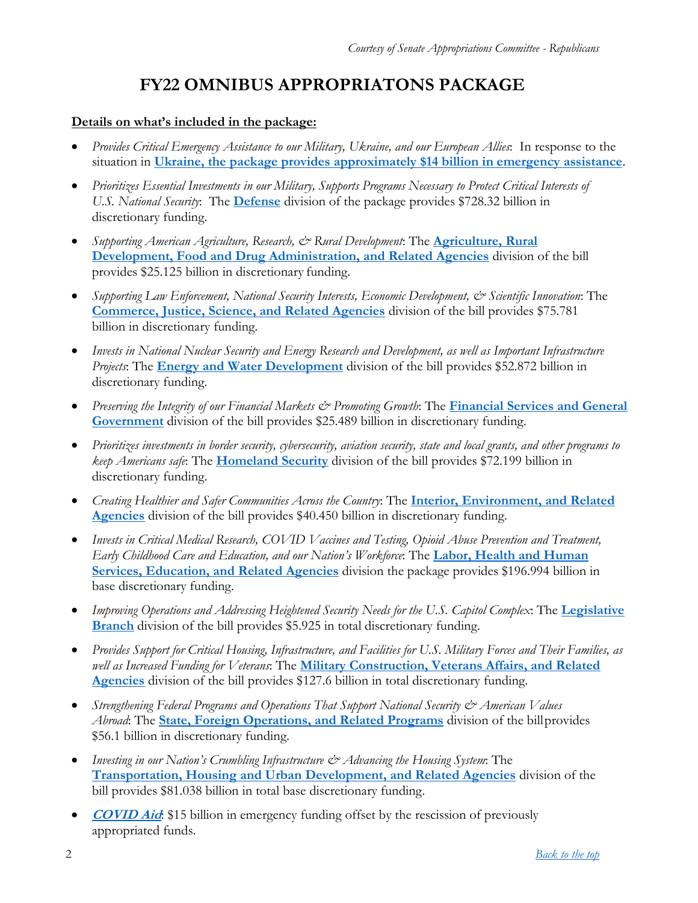Courtesy of Senate Appropriations Committee - Republicans

# FY22 OMNIBUS APPROPRIATONS PACKAGE

**Details on what's included in the package:**

- *Provides Critical Emergency Assistance to our Military, Ukraine, and our European Allies*: In response to the situation in **Ukraine, the package provides approximately $14 billion in emergency assistance**.
- *Prioritizes Essential Investments in our Military, Supports Programs Necessary to Protect Critical Interests of U.S. National Security*: The **Defense** division of the package provides $728.32 billion in discretionary funding.
- *Supporting American Agriculture, Research, & Rural Development*: The **Agriculture, Rural Development, Food and Drug Administration, and Related Agencies** division of the bill provides $25.125 billion in discretionary funding.
- *Supporting Law Enforcement, National Security Interests, Economic Development, & Scientific Innovation*: The **Commerce, Justice, Science, and Related Agencies** division of the bill provides $75.781 billion in discretionary funding.
- *Invests in National Nuclear Security and Energy Research and Development, as well as Important Infrastructure Projects*: The **Energy and Water Development** division of the bill provides $52.872 billion in discretionary funding.
- *Preserving the Integrity of our Financial Markets & Promoting Growth*: The **Financial Services and General Government** division of the bill provides $25.489 billion in discretionary funding.
- *Prioritizes investments in border security, cybersecurity, aviation security, state and local grants, and other programs to keep Americans safe*: The **Homeland Security** division of the bill provides $72.199 billion in discretionary funding.
- *Creating Healthier and Safer Communities Across the Country*: The **Interior, Environment, and Related Agencies** division of the bill provides $40.450 billion in discretionary funding.
- *Invests in Critical Medical Research, COVID Vaccines and Testing, Opioid Abuse Prevention and Treatment, Early Childhood Care and Education, and our Nation's Workforce*: The **Labor, Health and Human Services, Education, and Related Agencies** division the package provides $196.994 billion in base discretionary funding.
- *Improving Operations and Addressing Heightened Security Needs for the U.S. Capitol Complex*: The **Legislative Branch** division of the bill provides $5.925 in total discretionary funding.
- *Provides Support for Critical Housing, Infrastructure, and Facilities for U.S. Military Forces and Their Families, as well as Increased Funding for Veterans*: The **Military Construction, Veterans Affairs, and Related Agencies** division of the bill provides $127.6 billion in total discretionary funding.
- *Strengthening Federal Programs and Operations That Support National Security & American Values Abroad*: The **State, Foreign Operations, and Related Programs** division of the bill provides $56.1 billion in discretionary funding.
- *Investing in our Nation's Crumbling Infrastructure & Advancing the Housing System*: The **Transportation, Housing and Urban Development, and Related Agencies** division of the bill provides $81.038 billion in total base discretionary funding.
- ***COVID Aid***: $15 billion in emergency funding offset by the rescission of previously appropriated funds.

*Back to the top*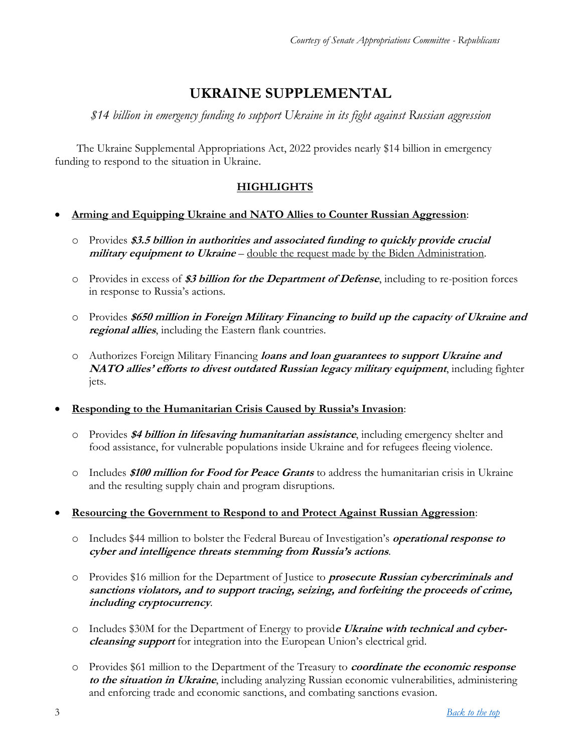*Courtesy of Senate Appropriations Committee - Republicans*

# UKRAINE SUPPLEMENTAL

*$14 billion in emergency funding to support Ukraine in its fight against Russian aggression*

The Ukraine Supplemental Appropriations Act, 2022 provides nearly $14 billion in emergency funding to respond to the situation in Ukraine.

## HIGHLIGHTS

- **Arming and Equipping Ukraine and NATO Allies to Counter Russian Aggression**:
  - Provides ***$3.5 billion in authorities and associated funding to quickly provide crucial military equipment to Ukraine*** – double the request made by the Biden Administration.
  - Provides in excess of ***$3 billion for the Department of Defense***, including to re-position forces in response to Russia's actions.
  - Provides ***$650 million in Foreign Military Financing to build up the capacity of Ukraine and regional allies***, including the Eastern flank countries.
  - Authorizes Foreign Military Financing ***loans and loan guarantees to support Ukraine and NATO allies' efforts to divest outdated Russian legacy military equipment***, including fighter jets.

- **Responding to the Humanitarian Crisis Caused by Russia's Invasion**:
  - Provides ***$4 billion in lifesaving humanitarian assistance***, including emergency shelter and food assistance, for vulnerable populations inside Ukraine and for refugees fleeing violence.
  - Includes ***$100 million for Food for Peace Grants*** to address the humanitarian crisis in Ukraine and the resulting supply chain and program disruptions.

- **Resourcing the Government to Respond to and Protect Against Russian Aggression**:
  - Includes $44 million to bolster the Federal Bureau of Investigation's ***operational response to cyber and intelligence threats stemming from Russia's actions***.
  - Provides $16 million for the Department of Justice to ***prosecute Russian cybercriminals and sanctions violators, and to support tracing, seizing, and forfeiting the proceeds of crime, including cryptocurrency***.
  - Includes $30M for the Department of Energy to provid***e Ukraine with technical and cyber-cleansing support*** for integration into the European Union's electrical grid.
  - Provides $61 million to the Department of the Treasury to ***coordinate the economic response to the situation in Ukraine***, including analyzing Russian economic vulnerabilities, administering and enforcing trade and economic sanctions, and combating sanctions evasion.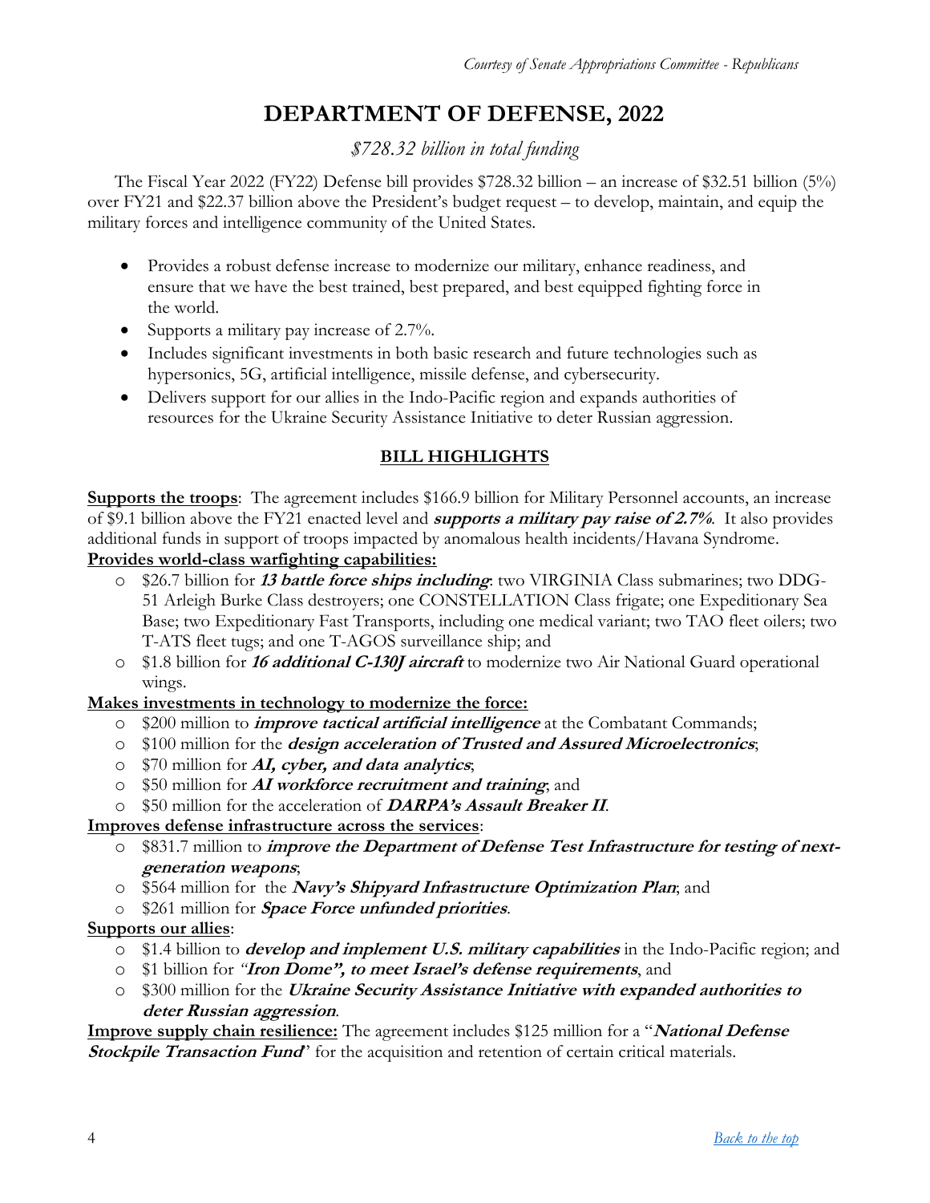*Courtesy of Senate Appropriations Committee - Republicans*

# DEPARTMENT OF DEFENSE, 2022

*$728.32 billion in total funding*

The Fiscal Year 2022 (FY22) Defense bill provides $728.32 billion – an increase of $32.51 billion (5%) over FY21 and $22.37 billion above the President's budget request – to develop, maintain, and equip the military forces and intelligence community of the United States.

- Provides a robust defense increase to modernize our military, enhance readiness, and ensure that we have the best trained, best prepared, and best equipped fighting force in the world.
- Supports a military pay increase of 2.7%.
- Includes significant investments in both basic research and future technologies such as hypersonics, 5G, artificial intelligence, missile defense, and cybersecurity.
- Delivers support for our allies in the Indo-Pacific region and expands authorities of resources for the Ukraine Security Assistance Initiative to deter Russian aggression.

## BILL HIGHLIGHTS

**Supports the troops**: The agreement includes $166.9 billion for Military Personnel accounts, an increase of $9.1 billion above the FY21 enacted level and ***supports a military pay raise of 2.7%***. It also provides additional funds in support of troops impacted by anomalous health incidents/Havana Syndrome.

**Provides world-class warfighting capabilities:**

- $26.7 billion for ***13 battle force ships including***: two VIRGINIA Class submarines; two DDG-51 Arleigh Burke Class destroyers; one CONSTELLATION Class frigate; one Expeditionary Sea Base; two Expeditionary Fast Transports, including one medical variant; two TAO fleet oilers; two T-ATS fleet tugs; and one T-AGOS surveillance ship; and
- $1.8 billion for ***16 additional C-130J aircraft*** to modernize two Air National Guard operational wings.

**Makes investments in technology to modernize the force:**

- $200 million to ***improve tactical artificial intelligence*** at the Combatant Commands;
- $100 million for the ***design acceleration of Trusted and Assured Microelectronics***;
- $70 million for ***AI, cyber, and data analytics***;
- $50 million for ***AI workforce recruitment and training***; and
- $50 million for the acceleration of ***DARPA's Assault Breaker II***.

**Improves defense infrastructure across the services**:

- $831.7 million to ***improve the Department of Defense Test Infrastructure for testing of next-generation weapons***;
- $564 million for the ***Navy's Shipyard Infrastructure Optimization Plan***; and
- $261 million for ***Space Force unfunded priorities***.

**Supports our allies**:

- $1.4 billion to ***develop and implement U.S. military capabilities*** in the Indo-Pacific region; and
- $1 billion for ***"Iron Dome", to meet Israel's defense requirements***, and
- $300 million for the ***Ukraine Security Assistance Initiative with expanded authorities to deter Russian aggression***.

**Improve supply chain resilience:** The agreement includes $125 million for a "***National Defense Stockpile Transaction Fund***" for the acquisition and retention of certain critical materials.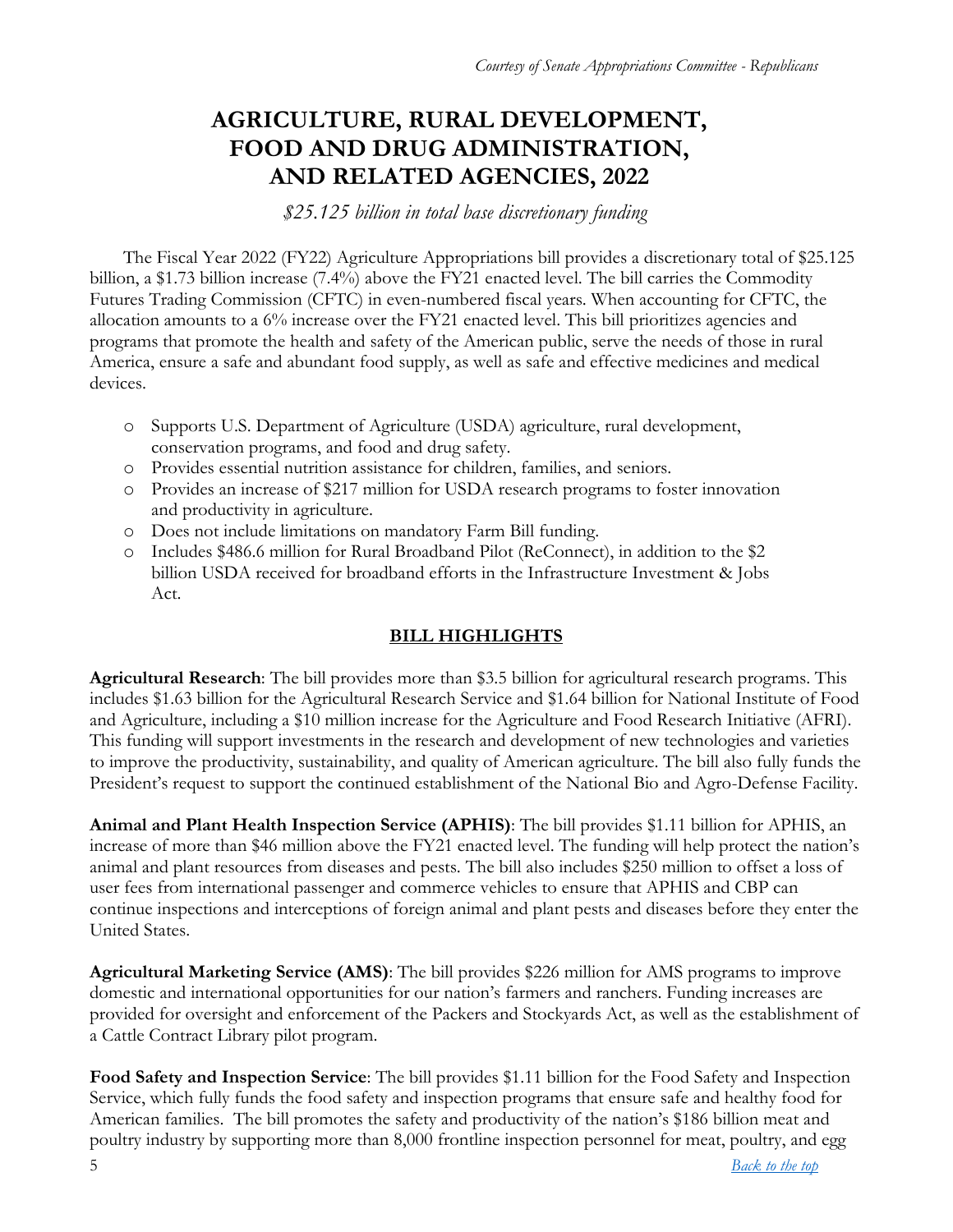# AGRICULTURE, RURAL DEVELOPMENT, FOOD AND DRUG ADMINISTRATION, AND RELATED AGENCIES, 2022

*$25.125 billion in total base discretionary funding*

The Fiscal Year 2022 (FY22) Agriculture Appropriations bill provides a discretionary total of $25.125 billion, a $1.73 billion increase (7.4%) above the FY21 enacted level. The bill carries the Commodity Futures Trading Commission (CFTC) in even-numbered fiscal years. When accounting for CFTC, the allocation amounts to a 6% increase over the FY21 enacted level. This bill prioritizes agencies and programs that promote the health and safety of the American public, serve the needs of those in rural America, ensure a safe and abundant food supply, as well as safe and effective medicines and medical devices.

- Supports U.S. Department of Agriculture (USDA) agriculture, rural development, conservation programs, and food and drug safety.
- Provides essential nutrition assistance for children, families, and seniors.
- Provides an increase of $217 million for USDA research programs to foster innovation and productivity in agriculture.
- Does not include limitations on mandatory Farm Bill funding.
- Includes $486.6 million for Rural Broadband Pilot (ReConnect), in addition to the $2 billion USDA received for broadband efforts in the Infrastructure Investment & Jobs Act.

## BILL HIGHLIGHTS

**Agricultural Research**: The bill provides more than $3.5 billion for agricultural research programs. This includes $1.63 billion for the Agricultural Research Service and $1.64 billion for National Institute of Food and Agriculture, including a $10 million increase for the Agriculture and Food Research Initiative (AFRI). This funding will support investments in the research and development of new technologies and varieties to improve the productivity, sustainability, and quality of American agriculture. The bill also fully funds the President's request to support the continued establishment of the National Bio and Agro-Defense Facility.

**Animal and Plant Health Inspection Service (APHIS)**: The bill provides $1.11 billion for APHIS, an increase of more than $46 million above the FY21 enacted level. The funding will help protect the nation's animal and plant resources from diseases and pests. The bill also includes $250 million to offset a loss of user fees from international passenger and commerce vehicles to ensure that APHIS and CBP can continue inspections and interceptions of foreign animal and plant pests and diseases before they enter the United States.

**Agricultural Marketing Service (AMS)**: The bill provides $226 million for AMS programs to improve domestic and international opportunities for our nation's farmers and ranchers. Funding increases are provided for oversight and enforcement of the Packers and Stockyards Act, as well as the establishment of a Cattle Contract Library pilot program.

**Food Safety and Inspection Service**: The bill provides $1.11 billion for the Food Safety and Inspection Service, which fully funds the food safety and inspection programs that ensure safe and healthy food for American families. The bill promotes the safety and productivity of the nation's $186 billion meat and poultry industry by supporting more than 8,000 frontline inspection personnel for meat, poultry, and egg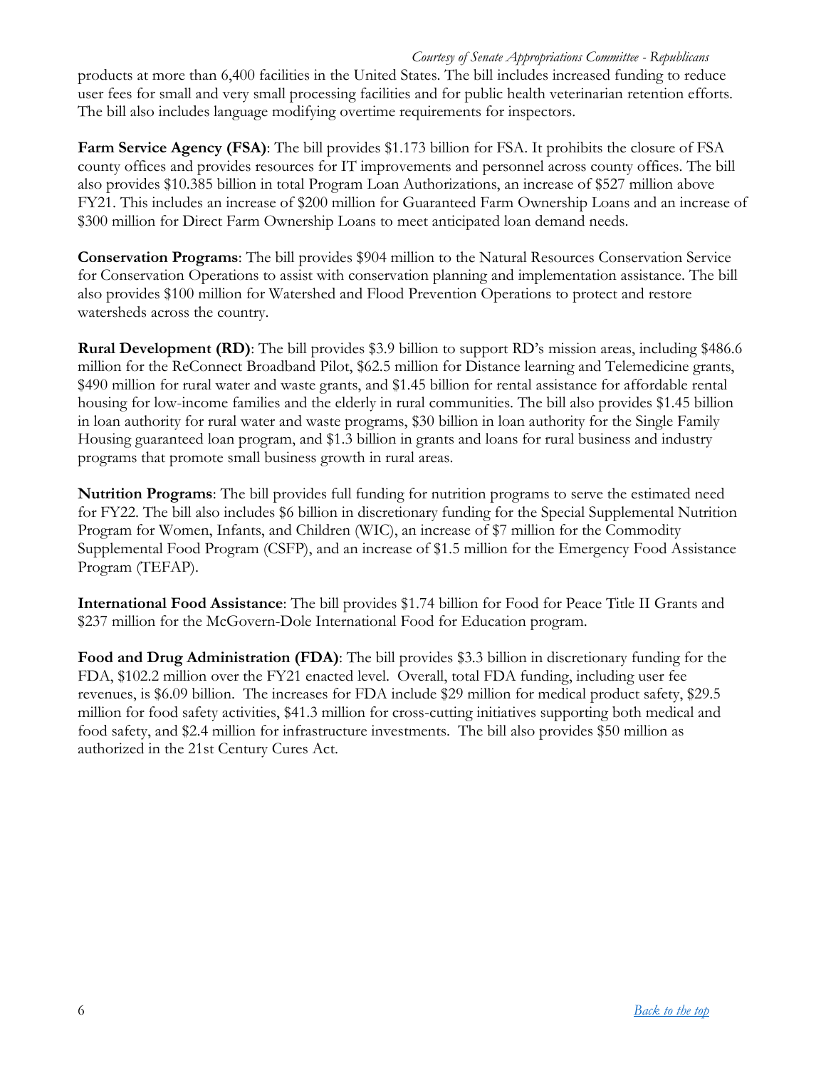products at more than 6,400 facilities in the United States. The bill includes increased funding to reduce user fees for small and very small processing facilities and for public health veterinarian retention efforts. The bill also includes language modifying overtime requirements for inspectors.

**Farm Service Agency (FSA)**: The bill provides $1.173 billion for FSA. It prohibits the closure of FSA county offices and provides resources for IT improvements and personnel across county offices. The bill also provides $10.385 billion in total Program Loan Authorizations, an increase of $527 million above FY21. This includes an increase of $200 million for Guaranteed Farm Ownership Loans and an increase of $300 million for Direct Farm Ownership Loans to meet anticipated loan demand needs.

**Conservation Programs**: The bill provides $904 million to the Natural Resources Conservation Service for Conservation Operations to assist with conservation planning and implementation assistance. The bill also provides $100 million for Watershed and Flood Prevention Operations to protect and restore watersheds across the country.

**Rural Development (RD)**: The bill provides $3.9 billion to support RD's mission areas, including $486.6 million for the ReConnect Broadband Pilot, $62.5 million for Distance learning and Telemedicine grants, $490 million for rural water and waste grants, and $1.45 billion for rental assistance for affordable rental housing for low-income families and the elderly in rural communities. The bill also provides $1.45 billion in loan authority for rural water and waste programs, $30 billion in loan authority for the Single Family Housing guaranteed loan program, and $1.3 billion in grants and loans for rural business and industry programs that promote small business growth in rural areas.

**Nutrition Programs**: The bill provides full funding for nutrition programs to serve the estimated need for FY22. The bill also includes $6 billion in discretionary funding for the Special Supplemental Nutrition Program for Women, Infants, and Children (WIC), an increase of $7 million for the Commodity Supplemental Food Program (CSFP), and an increase of $1.5 million for the Emergency Food Assistance Program (TEFAP).

**International Food Assistance**: The bill provides $1.74 billion for Food for Peace Title II Grants and $237 million for the McGovern-Dole International Food for Education program.

**Food and Drug Administration (FDA)**: The bill provides $3.3 billion in discretionary funding for the FDA, $102.2 million over the FY21 enacted level. Overall, total FDA funding, including user fee revenues, is $6.09 billion. The increases for FDA include $29 million for medical product safety, $29.5 million for food safety activities, $41.3 million for cross-cutting initiatives supporting both medical and food safety, and $2.4 million for infrastructure investments. The bill also provides $50 million as authorized in the 21st Century Cures Act.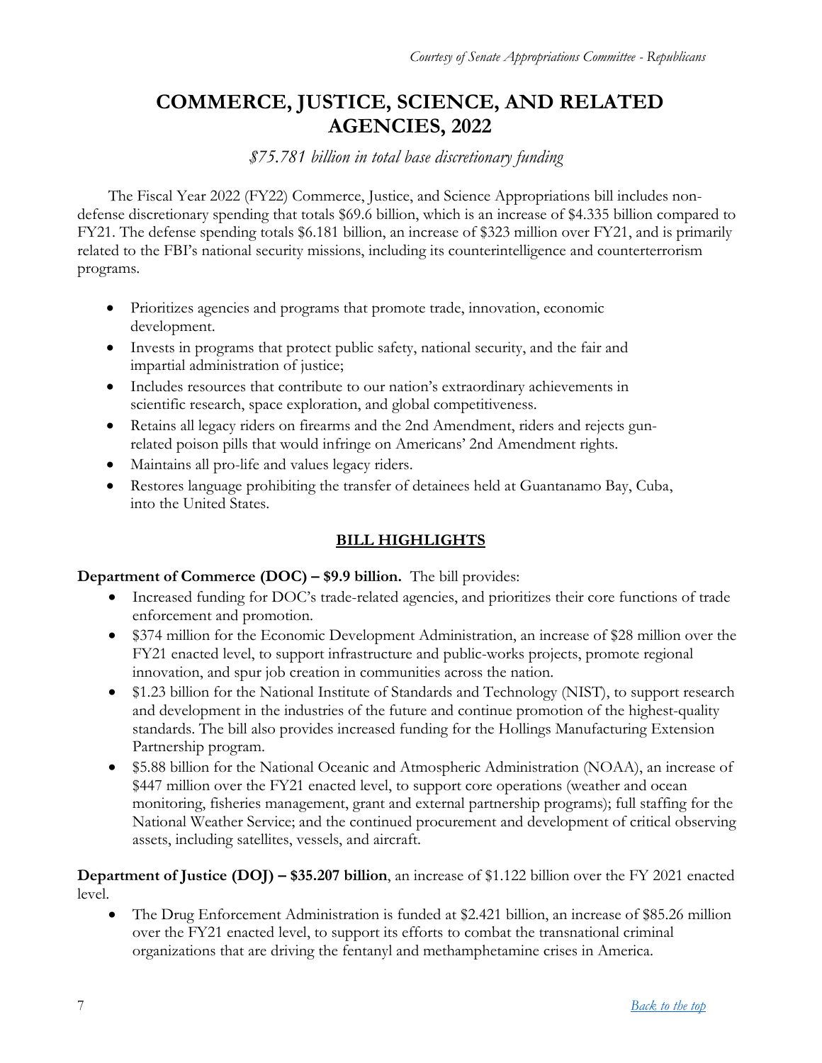# COMMERCE, JUSTICE, SCIENCE, AND RELATED AGENCIES, 2022

*$75.781 billion in total base discretionary funding*

The Fiscal Year 2022 (FY22) Commerce, Justice, and Science Appropriations bill includes non-defense discretionary spending that totals $69.6 billion, which is an increase of $4.335 billion compared to FY21. The defense spending totals $6.181 billion, an increase of $323 million over FY21, and is primarily related to the FBI's national security missions, including its counterintelligence and counterterrorism programs.

- Prioritizes agencies and programs that promote trade, innovation, economic development.
- Invests in programs that protect public safety, national security, and the fair and impartial administration of justice;
- Includes resources that contribute to our nation's extraordinary achievements in scientific research, space exploration, and global competitiveness.
- Retains all legacy riders on firearms and the 2nd Amendment, riders and rejects gun-related poison pills that would infringe on Americans' 2nd Amendment rights.
- Maintains all pro-life and values legacy riders.
- Restores language prohibiting the transfer of detainees held at Guantanamo Bay, Cuba, into the United States.

## BILL HIGHLIGHTS

**Department of Commerce (DOC) – $9.9 billion.** The bill provides:

- Increased funding for DOC's trade-related agencies, and prioritizes their core functions of trade enforcement and promotion.
- $374 million for the Economic Development Administration, an increase of $28 million over the FY21 enacted level, to support infrastructure and public-works projects, promote regional innovation, and spur job creation in communities across the nation.
- $1.23 billion for the National Institute of Standards and Technology (NIST), to support research and development in the industries of the future and continue promotion of the highest-quality standards. The bill also provides increased funding for the Hollings Manufacturing Extension Partnership program.
- $5.88 billion for the National Oceanic and Atmospheric Administration (NOAA), an increase of $447 million over the FY21 enacted level, to support core operations (weather and ocean monitoring, fisheries management, grant and external partnership programs); full staffing for the National Weather Service; and the continued procurement and development of critical observing assets, including satellites, vessels, and aircraft.

**Department of Justice (DOJ) – $35.207 billion**, an increase of $1.122 billion over the FY 2021 enacted level.

- The Drug Enforcement Administration is funded at $2.421 billion, an increase of $85.26 million over the FY21 enacted level, to support its efforts to combat the transnational criminal organizations that are driving the fentanyl and methamphetamine crises in America.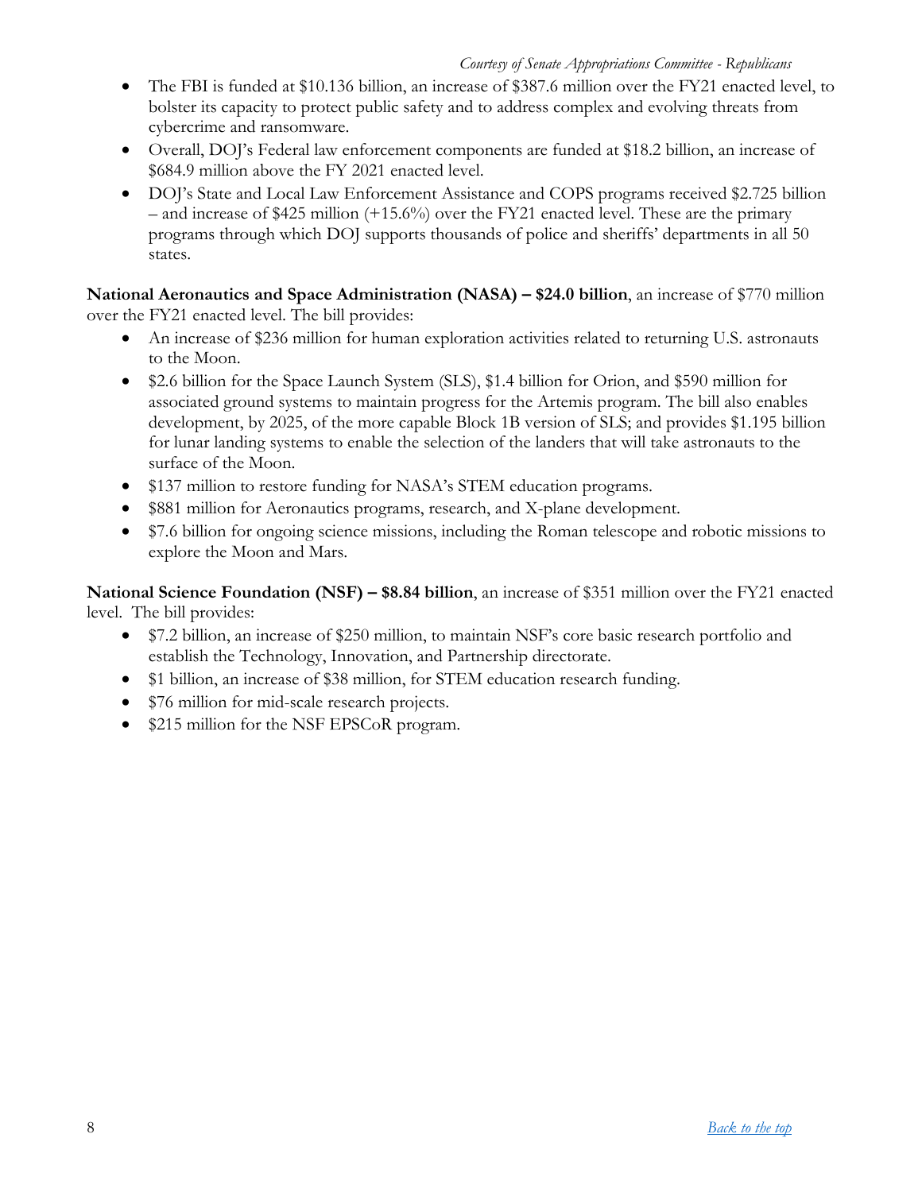- The FBI is funded at $10.136 billion, an increase of $387.6 million over the FY21 enacted level, to bolster its capacity to protect public safety and to address complex and evolving threats from cybercrime and ransomware.
- Overall, DOJ's Federal law enforcement components are funded at $18.2 billion, an increase of $684.9 million above the FY 2021 enacted level.
- DOJ's State and Local Law Enforcement Assistance and COPS programs received $2.725 billion – and increase of $425 million (+15.6%) over the FY21 enacted level. These are the primary programs through which DOJ supports thousands of police and sheriffs' departments in all 50 states.

**National Aeronautics and Space Administration (NASA) – $24.0 billion**, an increase of $770 million over the FY21 enacted level. The bill provides:

- An increase of $236 million for human exploration activities related to returning U.S. astronauts to the Moon.
- $2.6 billion for the Space Launch System (SLS), $1.4 billion for Orion, and $590 million for associated ground systems to maintain progress for the Artemis program. The bill also enables development, by 2025, of the more capable Block 1B version of SLS; and provides $1.195 billion for lunar landing systems to enable the selection of the landers that will take astronauts to the surface of the Moon.
- $137 million to restore funding for NASA's STEM education programs.
- $881 million for Aeronautics programs, research, and X-plane development.
- $7.6 billion for ongoing science missions, including the Roman telescope and robotic missions to explore the Moon and Mars.

**National Science Foundation (NSF) – $8.84 billion**, an increase of $351 million over the FY21 enacted level. The bill provides:

- $7.2 billion, an increase of $250 million, to maintain NSF's core basic research portfolio and establish the Technology, Innovation, and Partnership directorate.
- $1 billion, an increase of $38 million, for STEM education research funding.
- $76 million for mid-scale research projects.
- $215 million for the NSF EPSCoR program.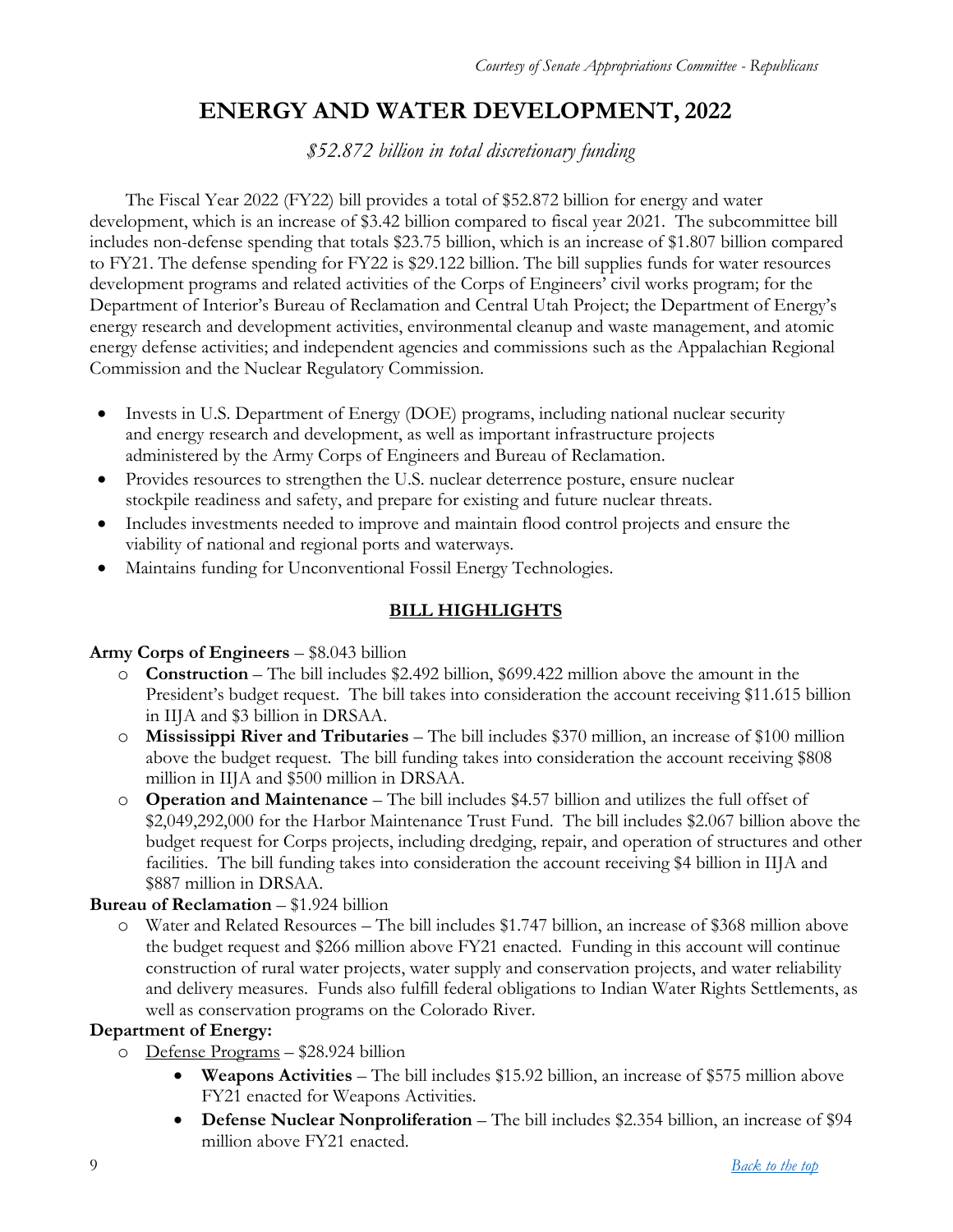*Courtesy of Senate Appropriations Committee - Republicans*

# ENERGY AND WATER DEVELOPMENT, 2022

*$52.872 billion in total discretionary funding*

The Fiscal Year 2022 (FY22) bill provides a total of $52.872 billion for energy and water development, which is an increase of $3.42 billion compared to fiscal year 2021. The subcommittee bill includes non-defense spending that totals $23.75 billion, which is an increase of $1.807 billion compared to FY21. The defense spending for FY22 is $29.122 billion. The bill supplies funds for water resources development programs and related activities of the Corps of Engineers' civil works program; for the Department of Interior's Bureau of Reclamation and Central Utah Project; the Department of Energy's energy research and development activities, environmental cleanup and waste management, and atomic energy defense activities; and independent agencies and commissions such as the Appalachian Regional Commission and the Nuclear Regulatory Commission.

- Invests in U.S. Department of Energy (DOE) programs, including national nuclear security and energy research and development, as well as important infrastructure projects administered by the Army Corps of Engineers and Bureau of Reclamation.
- Provides resources to strengthen the U.S. nuclear deterrence posture, ensure nuclear stockpile readiness and safety, and prepare for existing and future nuclear threats.
- Includes investments needed to improve and maintain flood control projects and ensure the viability of national and regional ports and waterways.
- Maintains funding for Unconventional Fossil Energy Technologies.

## BILL HIGHLIGHTS

**Army Corps of Engineers** – $8.043 billion

- **Construction** – The bill includes $2.492 billion, $699.422 million above the amount in the President's budget request. The bill takes into consideration the account receiving $11.615 billion in IIJA and $3 billion in DRSAA.
- **Mississippi River and Tributaries** – The bill includes $370 million, an increase of $100 million above the budget request. The bill funding takes into consideration the account receiving $808 million in IIJA and $500 million in DRSAA.
- **Operation and Maintenance** – The bill includes $4.57 billion and utilizes the full offset of $2,049,292,000 for the Harbor Maintenance Trust Fund. The bill includes $2.067 billion above the budget request for Corps projects, including dredging, repair, and operation of structures and other facilities. The bill funding takes into consideration the account receiving $4 billion in IIJA and $887 million in DRSAA.

**Bureau of Reclamation** – $1.924 billion

- Water and Related Resources – The bill includes $1.747 billion, an increase of $368 million above the budget request and $266 million above FY21 enacted. Funding in this account will continue construction of rural water projects, water supply and conservation projects, and water reliability and delivery measures. Funds also fulfill federal obligations to Indian Water Rights Settlements, as well as conservation programs on the Colorado River.

**Department of Energy:**

- Defense Programs – $28.924 billion
  - **Weapons Activities** – The bill includes $15.92 billion, an increase of $575 million above FY21 enacted for Weapons Activities.
  - **Defense Nuclear Nonproliferation** – The bill includes $2.354 billion, an increase of $94 million above FY21 enacted.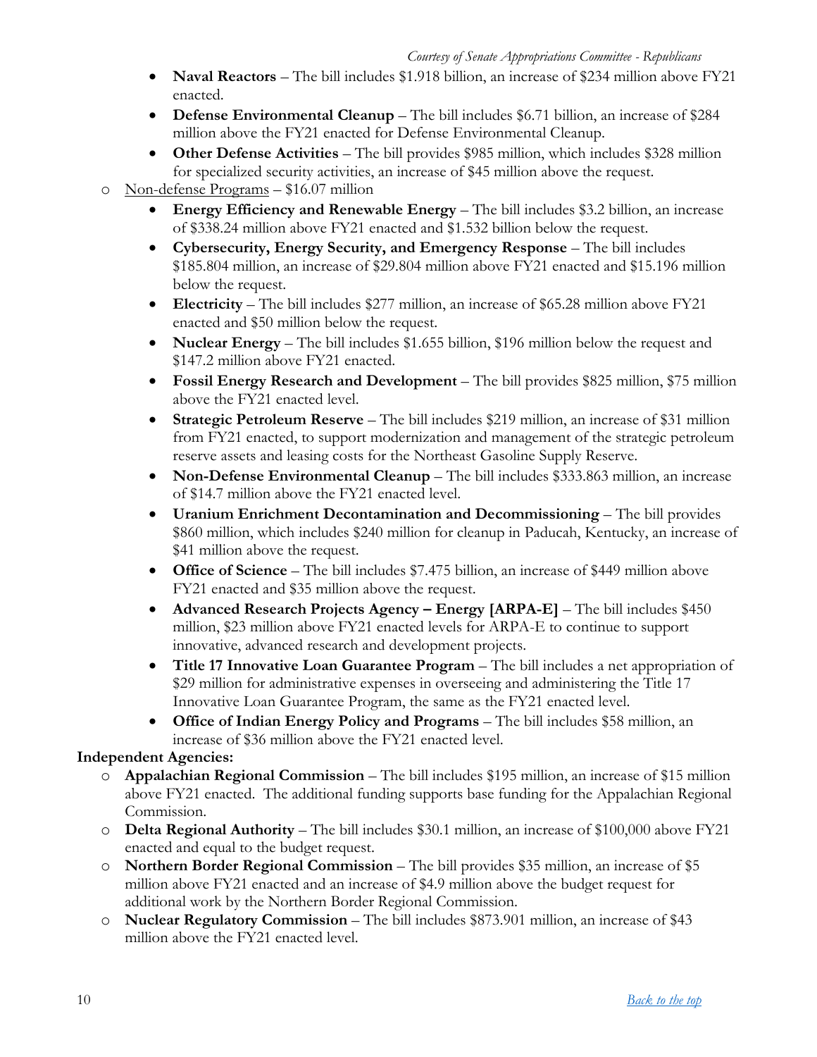- **Naval Reactors** – The bill includes $1.918 billion, an increase of $234 million above FY21 enacted.
- **Defense Environmental Cleanup** – The bill includes $6.71 billion, an increase of $284 million above the FY21 enacted for Defense Environmental Cleanup.
- **Other Defense Activities** – The bill provides $985 million, which includes $328 million for specialized security activities, an increase of $45 million above the request.

- Non-defense Programs – $16.07 million
  - **Energy Efficiency and Renewable Energy** – The bill includes $3.2 billion, an increase of $338.24 million above FY21 enacted and $1.532 billion below the request.
  - **Cybersecurity, Energy Security, and Emergency Response** – The bill includes $185.804 million, an increase of $29.804 million above FY21 enacted and $15.196 million below the request.
  - **Electricity** – The bill includes $277 million, an increase of $65.28 million above FY21 enacted and $50 million below the request.
  - **Nuclear Energy** – The bill includes $1.655 billion, $196 million below the request and $147.2 million above FY21 enacted.
  - **Fossil Energy Research and Development** – The bill provides $825 million, $75 million above the FY21 enacted level.
  - **Strategic Petroleum Reserve** – The bill includes $219 million, an increase of $31 million from FY21 enacted, to support modernization and management of the strategic petroleum reserve assets and leasing costs for the Northeast Gasoline Supply Reserve.
  - **Non-Defense Environmental Cleanup** – The bill includes $333.863 million, an increase of $14.7 million above the FY21 enacted level.
  - **Uranium Enrichment Decontamination and Decommissioning** – The bill provides $860 million, which includes $240 million for cleanup in Paducah, Kentucky, an increase of $41 million above the request.
  - **Office of Science** – The bill includes $7.475 billion, an increase of $449 million above FY21 enacted and $35 million above the request.
  - **Advanced Research Projects Agency – Energy [ARPA-E]** – The bill includes $450 million, $23 million above FY21 enacted levels for ARPA-E to continue to support innovative, advanced research and development projects.
  - **Title 17 Innovative Loan Guarantee Program** – The bill includes a net appropriation of $29 million for administrative expenses in overseeing and administering the Title 17 Innovative Loan Guarantee Program, the same as the FY21 enacted level.
  - **Office of Indian Energy Policy and Programs** – The bill includes $58 million, an increase of $36 million above the FY21 enacted level.

**Independent Agencies:**

- **Appalachian Regional Commission** – The bill includes $195 million, an increase of $15 million above FY21 enacted. The additional funding supports base funding for the Appalachian Regional Commission.
- **Delta Regional Authority** – The bill includes $30.1 million, an increase of $100,000 above FY21 enacted and equal to the budget request.
- **Northern Border Regional Commission** – The bill provides $35 million, an increase of $5 million above FY21 enacted and an increase of $4.9 million above the budget request for additional work by the Northern Border Regional Commission.
- **Nuclear Regulatory Commission** – The bill includes $873.901 million, an increase of $43 million above the FY21 enacted level.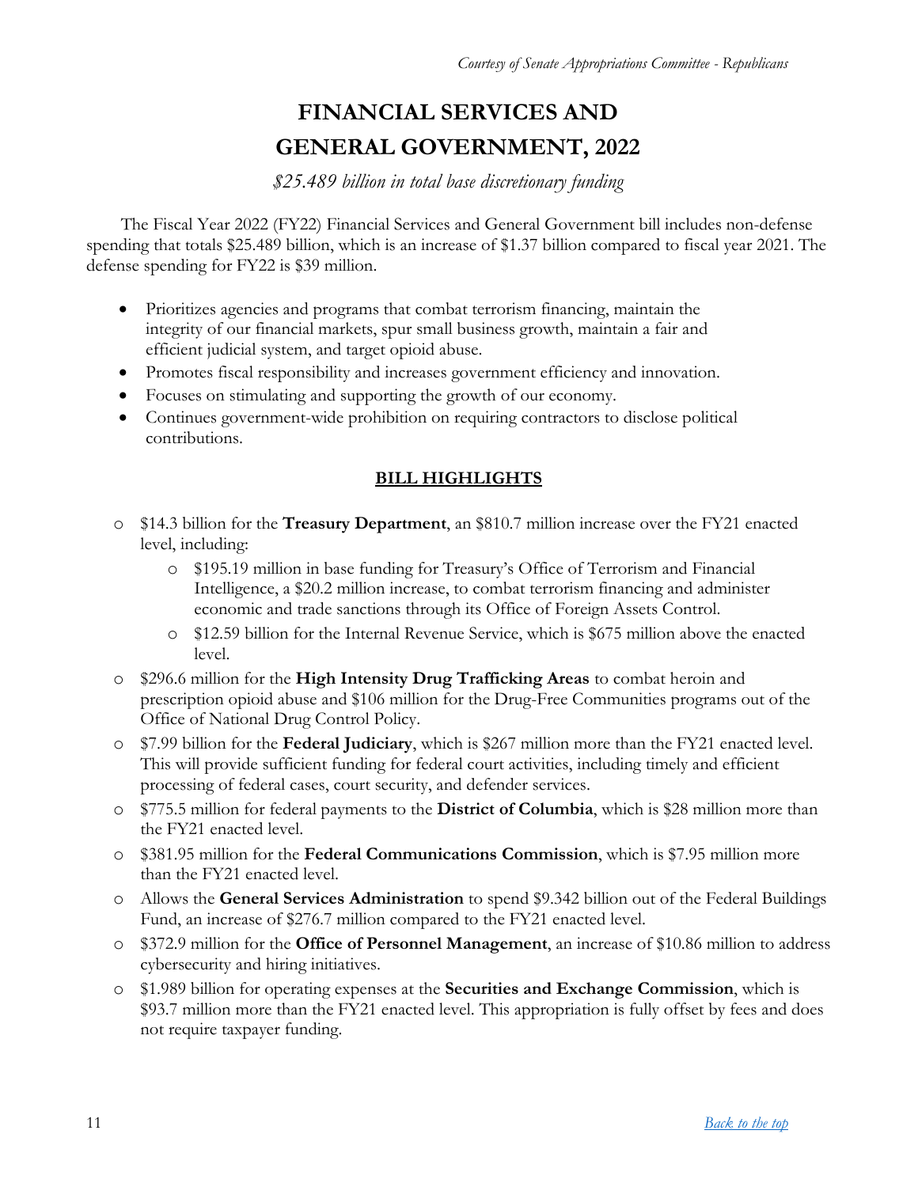# FINANCIAL SERVICES AND GENERAL GOVERNMENT, 2022

*$25.489 billion in total base discretionary funding*

The Fiscal Year 2022 (FY22) Financial Services and General Government bill includes non-defense spending that totals $25.489 billion, which is an increase of $1.37 billion compared to fiscal year 2021. The defense spending for FY22 is $39 million.

- Prioritizes agencies and programs that combat terrorism financing, maintain the integrity of our financial markets, spur small business growth, maintain a fair and efficient judicial system, and target opioid abuse.
- Promotes fiscal responsibility and increases government efficiency and innovation.
- Focuses on stimulating and supporting the growth of our economy.
- Continues government-wide prohibition on requiring contractors to disclose political contributions.

## BILL HIGHLIGHTS

- $14.3 billion for the **Treasury Department**, an $810.7 million increase over the FY21 enacted level, including:
  - $195.19 million in base funding for Treasury's Office of Terrorism and Financial Intelligence, a $20.2 million increase, to combat terrorism financing and administer economic and trade sanctions through its Office of Foreign Assets Control.
  - $12.59 billion for the Internal Revenue Service, which is $675 million above the enacted level.
- $296.6 million for the **High Intensity Drug Trafficking Areas** to combat heroin and prescription opioid abuse and $106 million for the Drug-Free Communities programs out of the Office of National Drug Control Policy.
- $7.99 billion for the **Federal Judiciary**, which is $267 million more than the FY21 enacted level. This will provide sufficient funding for federal court activities, including timely and efficient processing of federal cases, court security, and defender services.
- $775.5 million for federal payments to the **District of Columbia**, which is $28 million more than the FY21 enacted level.
- $381.95 million for the **Federal Communications Commission**, which is $7.95 million more than the FY21 enacted level.
- Allows the **General Services Administration** to spend $9.342 billion out of the Federal Buildings Fund, an increase of $276.7 million compared to the FY21 enacted level.
- $372.9 million for the **Office of Personnel Management**, an increase of $10.86 million to address cybersecurity and hiring initiatives.
- $1.989 billion for operating expenses at the **Securities and Exchange Commission**, which is $93.7 million more than the FY21 enacted level. This appropriation is fully offset by fees and does not require taxpayer funding.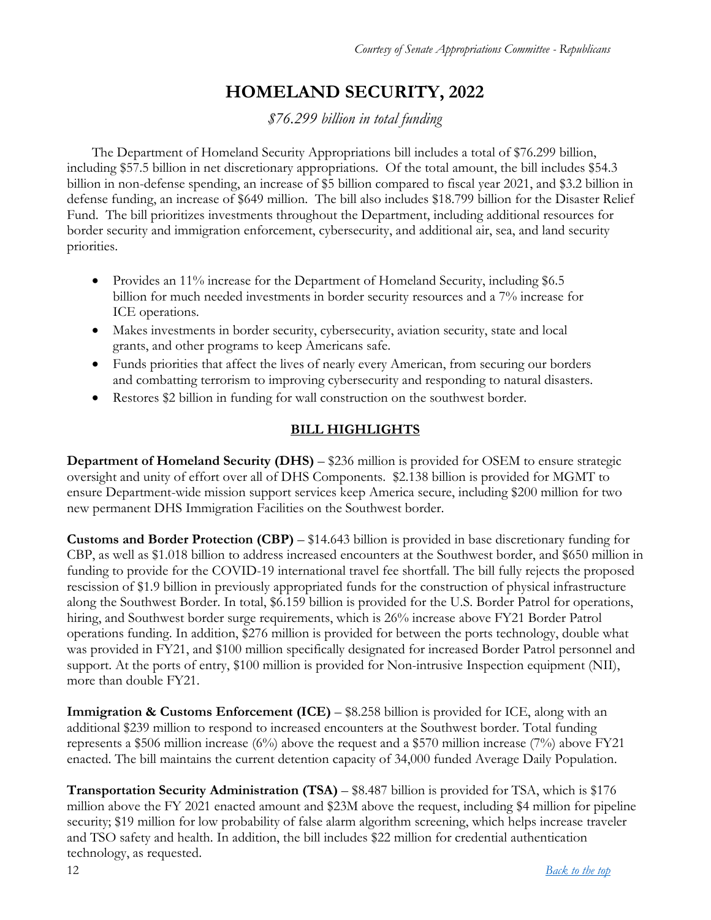*Courtesy of Senate Appropriations Committee - Republicans*

# HOMELAND SECURITY, 2022

*$76.299 billion in total funding*

The Department of Homeland Security Appropriations bill includes a total of $76.299 billion, including $57.5 billion in net discretionary appropriations. Of the total amount, the bill includes $54.3 billion in non-defense spending, an increase of $5 billion compared to fiscal year 2021, and $3.2 billion in defense funding, an increase of $649 million. The bill also includes $18.799 billion for the Disaster Relief Fund. The bill prioritizes investments throughout the Department, including additional resources for border security and immigration enforcement, cybersecurity, and additional air, sea, and land security priorities.

- Provides an 11% increase for the Department of Homeland Security, including $6.5 billion for much needed investments in border security resources and a 7% increase for ICE operations.
- Makes investments in border security, cybersecurity, aviation security, state and local grants, and other programs to keep Americans safe.
- Funds priorities that affect the lives of nearly every American, from securing our borders and combatting terrorism to improving cybersecurity and responding to natural disasters.
- Restores $2 billion in funding for wall construction on the southwest border.

## BILL HIGHLIGHTS

**Department of Homeland Security (DHS)** – $236 million is provided for OSEM to ensure strategic oversight and unity of effort over all of DHS Components. $2.138 billion is provided for MGMT to ensure Department-wide mission support services keep America secure, including $200 million for two new permanent DHS Immigration Facilities on the Southwest border.

**Customs and Border Protection (CBP)** – $14.643 billion is provided in base discretionary funding for CBP, as well as $1.018 billion to address increased encounters at the Southwest border, and $650 million in funding to provide for the COVID-19 international travel fee shortfall. The bill fully rejects the proposed rescission of $1.9 billion in previously appropriated funds for the construction of physical infrastructure along the Southwest Border. In total, $6.159 billion is provided for the U.S. Border Patrol for operations, hiring, and Southwest border surge requirements, which is 26% increase above FY21 Border Patrol operations funding. In addition, $276 million is provided for between the ports technology, double what was provided in FY21, and $100 million specifically designated for increased Border Patrol personnel and support. At the ports of entry, $100 million is provided for Non-intrusive Inspection equipment (NII), more than double FY21.

**Immigration & Customs Enforcement (ICE)** – $8.258 billion is provided for ICE, along with an additional $239 million to respond to increased encounters at the Southwest border. Total funding represents a $506 million increase (6%) above the request and a $570 million increase (7%) above FY21 enacted. The bill maintains the current detention capacity of 34,000 funded Average Daily Population.

**Transportation Security Administration (TSA)** – $8.487 billion is provided for TSA, which is $176 million above the FY 2021 enacted amount and $23M above the request, including $4 million for pipeline security; $19 million for low probability of false alarm algorithm screening, which helps increase traveler and TSO safety and health. In addition, the bill includes $22 million for credential authentication technology, as requested.

[Back to the top]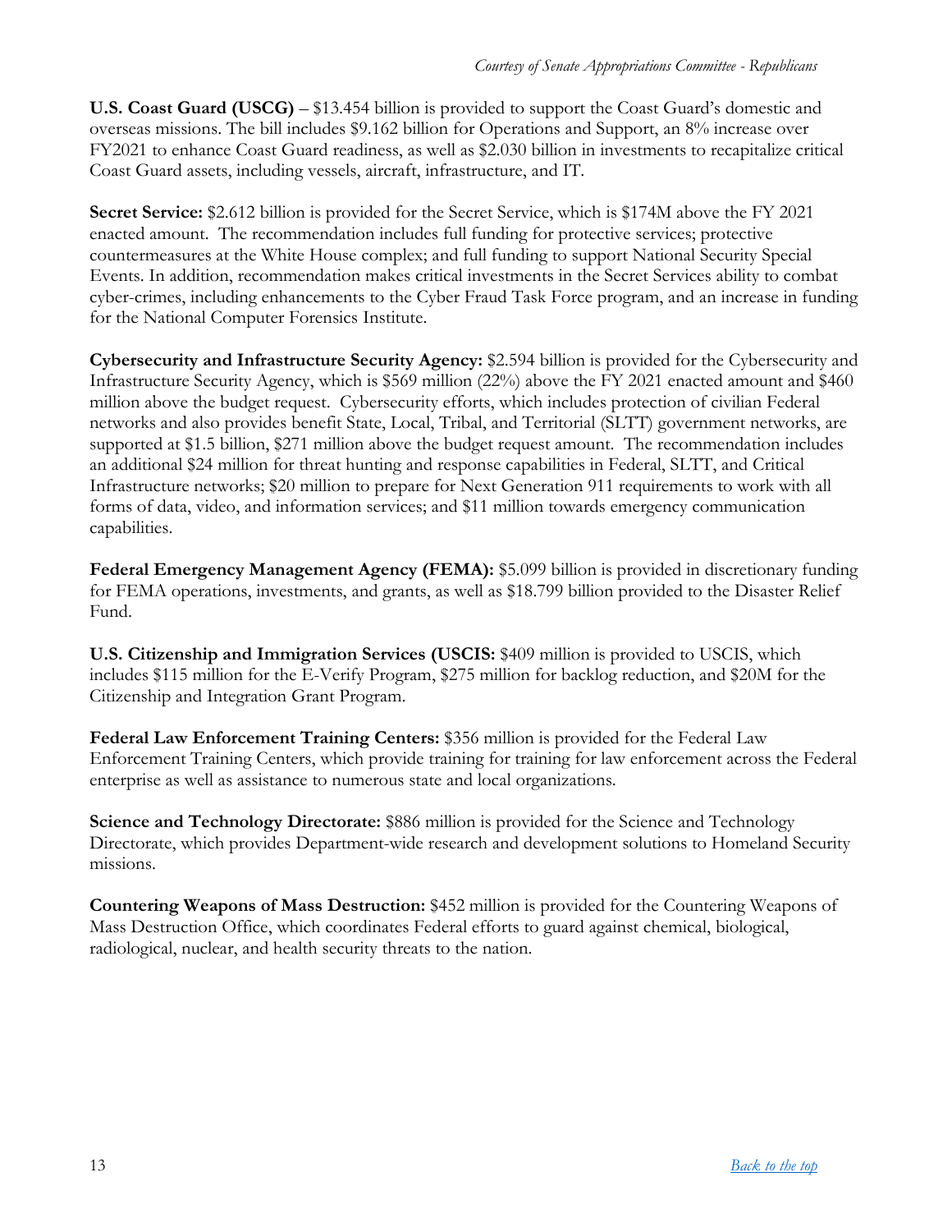*Courtesy of Senate Appropriations Committee - Republicans*

**U.S. Coast Guard (USCG)** – $13.454 billion is provided to support the Coast Guard's domestic and overseas missions. The bill includes $9.162 billion for Operations and Support, an 8% increase over FY2021 to enhance Coast Guard readiness, as well as $2.030 billion in investments to recapitalize critical Coast Guard assets, including vessels, aircraft, infrastructure, and IT.

**Secret Service:** $2.612 billion is provided for the Secret Service, which is $174M above the FY 2021 enacted amount. The recommendation includes full funding for protective services; protective countermeasures at the White House complex; and full funding to support National Security Special Events. In addition, recommendation makes critical investments in the Secret Services ability to combat cyber-crimes, including enhancements to the Cyber Fraud Task Force program, and an increase in funding for the National Computer Forensics Institute.

**Cybersecurity and Infrastructure Security Agency:** $2.594 billion is provided for the Cybersecurity and Infrastructure Security Agency, which is $569 million (22%) above the FY 2021 enacted amount and $460 million above the budget request. Cybersecurity efforts, which includes protection of civilian Federal networks and also provides benefit State, Local, Tribal, and Territorial (SLTT) government networks, are supported at $1.5 billion, $271 million above the budget request amount. The recommendation includes an additional $24 million for threat hunting and response capabilities in Federal, SLTT, and Critical Infrastructure networks; $20 million to prepare for Next Generation 911 requirements to work with all forms of data, video, and information services; and $11 million towards emergency communication capabilities.

**Federal Emergency Management Agency (FEMA):** $5.099 billion is provided in discretionary funding for FEMA operations, investments, and grants, as well as $18.799 billion provided to the Disaster Relief Fund.

**U.S. Citizenship and Immigration Services (USCIS:** $409 million is provided to USCIS, which includes $115 million for the E-Verify Program, $275 million for backlog reduction, and $20M for the Citizenship and Integration Grant Program.

**Federal Law Enforcement Training Centers:** $356 million is provided for the Federal Law Enforcement Training Centers, which provide training for training for law enforcement across the Federal enterprise as well as assistance to numerous state and local organizations.

**Science and Technology Directorate:** $886 million is provided for the Science and Technology Directorate, which provides Department-wide research and development solutions to Homeland Security missions.

**Countering Weapons of Mass Destruction:** $452 million is provided for the Countering Weapons of Mass Destruction Office, which coordinates Federal efforts to guard against chemical, biological, radiological, nuclear, and health security threats to the nation.

[*Back to the top*](#)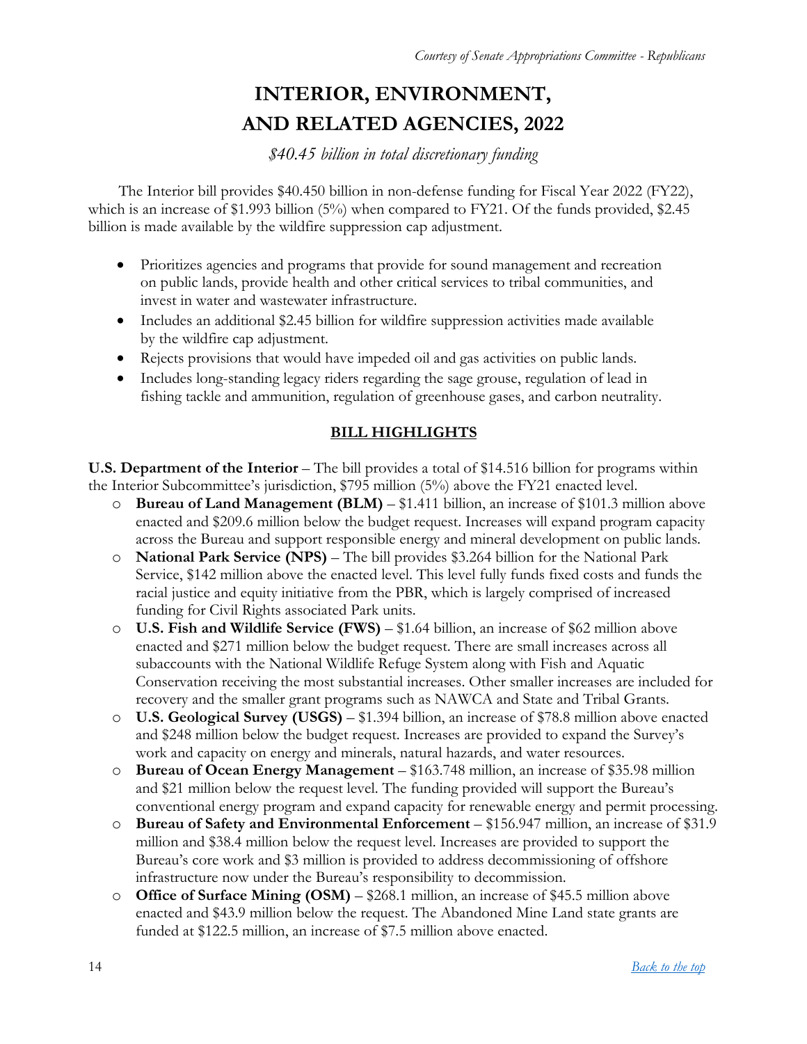*Courtesy of Senate Appropriations Committee - Republicans*

# INTERIOR, ENVIRONMENT, AND RELATED AGENCIES, 2022

*$40.45 billion in total discretionary funding*

The Interior bill provides $40.450 billion in non-defense funding for Fiscal Year 2022 (FY22), which is an increase of $1.993 billion (5%) when compared to FY21. Of the funds provided, $2.45 billion is made available by the wildfire suppression cap adjustment.

- Prioritizes agencies and programs that provide for sound management and recreation on public lands, provide health and other critical services to tribal communities, and invest in water and wastewater infrastructure.
- Includes an additional $2.45 billion for wildfire suppression activities made available by the wildfire cap adjustment.
- Rejects provisions that would have impeded oil and gas activities on public lands.
- Includes long-standing legacy riders regarding the sage grouse, regulation of lead in fishing tackle and ammunition, regulation of greenhouse gases, and carbon neutrality.

## BILL HIGHLIGHTS

**U.S. Department of the Interior** – The bill provides a total of $14.516 billion for programs within the Interior Subcommittee's jurisdiction, $795 million (5%) above the FY21 enacted level.

- **Bureau of Land Management (BLM)** – $1.411 billion, an increase of $101.3 million above enacted and $209.6 million below the budget request. Increases will expand program capacity across the Bureau and support responsible energy and mineral development on public lands.
- **National Park Service (NPS)** – The bill provides $3.264 billion for the National Park Service, $142 million above the enacted level. This level fully funds fixed costs and funds the racial justice and equity initiative from the PBR, which is largely comprised of increased funding for Civil Rights associated Park units.
- **U.S. Fish and Wildlife Service (FWS)** – $1.64 billion, an increase of $62 million above enacted and $271 million below the budget request. There are small increases across all subaccounts with the National Wildlife Refuge System along with Fish and Aquatic Conservation receiving the most substantial increases. Other smaller increases are included for recovery and the smaller grant programs such as NAWCA and State and Tribal Grants.
- **U.S. Geological Survey (USGS)** – $1.394 billion, an increase of $78.8 million above enacted and $248 million below the budget request. Increases are provided to expand the Survey's work and capacity on energy and minerals, natural hazards, and water resources.
- **Bureau of Ocean Energy Management** – $163.748 million, an increase of $35.98 million and $21 million below the request level. The funding provided will support the Bureau's conventional energy program and expand capacity for renewable energy and permit processing.
- **Bureau of Safety and Environmental Enforcement** – $156.947 million, an increase of $31.9 million and $38.4 million below the request level. Increases are provided to support the Bureau's core work and $3 million is provided to address decommissioning of offshore infrastructure now under the Bureau's responsibility to decommission.
- **Office of Surface Mining (OSM)** – $268.1 million, an increase of $45.5 million above enacted and $43.9 million below the request. The Abandoned Mine Land state grants are funded at $122.5 million, an increase of $7.5 million above enacted.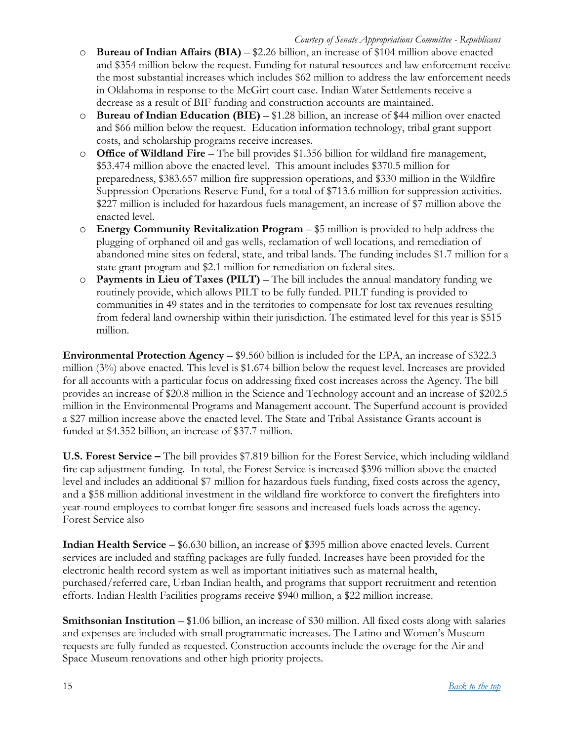- **Bureau of Indian Affairs (BIA)** – $2.26 billion, an increase of $104 million above enacted and $354 million below the request. Funding for natural resources and law enforcement receive the most substantial increases which includes $62 million to address the law enforcement needs in Oklahoma in response to the McGirt court case. Indian Water Settlements receive a decrease as a result of BIF funding and construction accounts are maintained.
- **Bureau of Indian Education (BIE)** – $1.28 billion, an increase of $44 million over enacted and $66 million below the request. Education information technology, tribal grant support costs, and scholarship programs receive increases.
- **Office of Wildland Fire** – The bill provides $1.356 billion for wildland fire management, $53.474 million above the enacted level. This amount includes $370.5 million for preparedness, $383.657 million fire suppression operations, and $330 million in the Wildfire Suppression Operations Reserve Fund, for a total of $713.6 million for suppression activities. $227 million is included for hazardous fuels management, an increase of $7 million above the enacted level.
- **Energy Community Revitalization Program** – $5 million is provided to help address the plugging of orphaned oil and gas wells, reclamation of well locations, and remediation of abandoned mine sites on federal, state, and tribal lands. The funding includes $1.7 million for a state grant program and $2.1 million for remediation on federal sites.
- **Payments in Lieu of Taxes (PILT)** – The bill includes the annual mandatory funding we routinely provide, which allows PILT to be fully funded. PILT funding is provided to communities in 49 states and in the territories to compensate for lost tax revenues resulting from federal land ownership within their jurisdiction. The estimated level for this year is $515 million.

**Environmental Protection Agency** – $9.560 billion is included for the EPA, an increase of $322.3 million (3%) above enacted. This level is $1.674 billion below the request level. Increases are provided for all accounts with a particular focus on addressing fixed cost increases across the Agency. The bill provides an increase of $20.8 million in the Science and Technology account and an increase of $202.5 million in the Environmental Programs and Management account. The Superfund account is provided a $27 million increase above the enacted level. The State and Tribal Assistance Grants account is funded at $4.352 billion, an increase of $37.7 million.

**U.S. Forest Service –** The bill provides $7.819 billion for the Forest Service, which including wildland fire cap adjustment funding. In total, the Forest Service is increased $396 million above the enacted level and includes an additional $7 million for hazardous fuels funding, fixed costs across the agency, and a $58 million additional investment in the wildland fire workforce to convert the firefighters into year-round employees to combat longer fire seasons and increased fuels loads across the agency. Forest Service also

**Indian Health Service** – $6.630 billion, an increase of $395 million above enacted levels. Current services are included and staffing packages are fully funded. Increases have been provided for the electronic health record system as well as important initiatives such as maternal health, purchased/referred care, Urban Indian health, and programs that support recruitment and retention efforts. Indian Health Facilities programs receive $940 million, a $22 million increase.

**Smithsonian Institution** – $1.06 billion, an increase of $30 million. All fixed costs along with salaries and expenses are included with small programmatic increases. The Latino and Women's Museum requests are fully funded as requested. Construction accounts include the overage for the Air and Space Museum renovations and other high priority projects.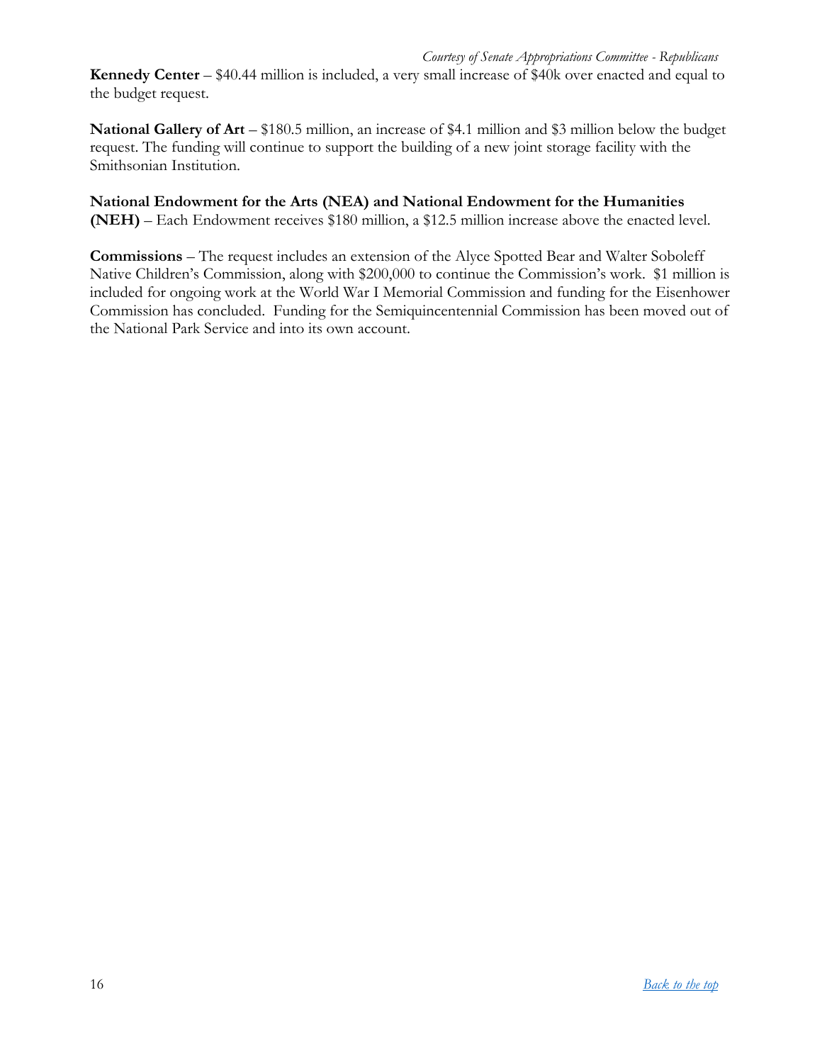**Kennedy Center** – $40.44 million is included, a very small increase of $40k over enacted and equal to the budget request.

**National Gallery of Art** – $180.5 million, an increase of $4.1 million and $3 million below the budget request. The funding will continue to support the building of a new joint storage facility with the Smithsonian Institution.

**National Endowment for the Arts (NEA) and National Endowment for the Humanities (NEH)** – Each Endowment receives $180 million, a $12.5 million increase above the enacted level.

**Commissions** – The request includes an extension of the Alyce Spotted Bear and Walter Soboleff Native Children's Commission, along with $200,000 to continue the Commission's work. $1 million is included for ongoing work at the World War I Memorial Commission and funding for the Eisenhower Commission has concluded. Funding for the Semiquincentennial Commission has been moved out of the National Park Service and into its own account.

[Back to the top]()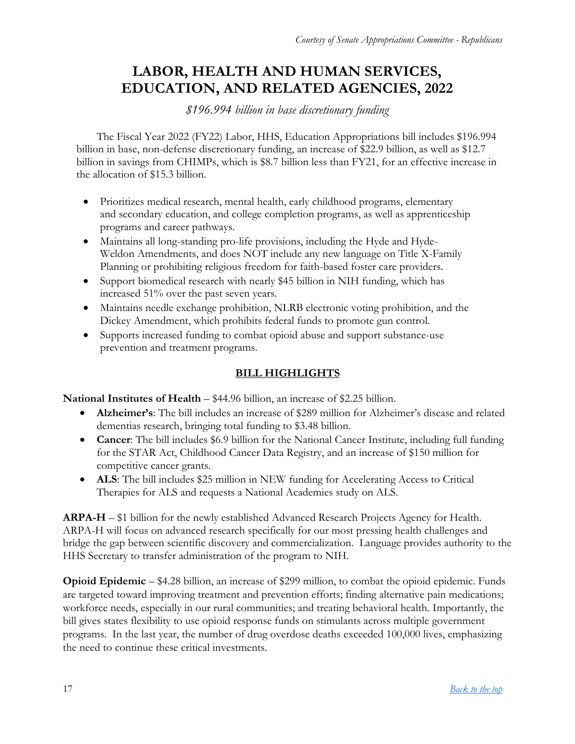# LABOR, HEALTH AND HUMAN SERVICES, EDUCATION, AND RELATED AGENCIES, 2022

*$196.994 billion in base discretionary funding*

The Fiscal Year 2022 (FY22) Labor, HHS, Education Appropriations bill includes $196.994 billion in base, non-defense discretionary funding, an increase of $22.9 billion, as well as $12.7 billion in savings from CHIMPs, which is $8.7 billion less than FY21, for an effective increase in the allocation of $15.3 billion.

- Prioritizes medical research, mental health, early childhood programs, elementary and secondary education, and college completion programs, as well as apprenticeship programs and career pathways.
- Maintains all long-standing pro-life provisions, including the Hyde and Hyde-Weldon Amendments, and does NOT include any new language on Title X-Family Planning or prohibiting religious freedom for faith-based foster care providers.
- Support biomedical research with nearly $45 billion in NIH funding, which has increased 51% over the past seven years.
- Maintains needle exchange prohibition, NLRB electronic voting prohibition, and the Dickey Amendment, which prohibits federal funds to promote gun control.
- Supports increased funding to combat opioid abuse and support substance-use prevention and treatment programs.

## BILL HIGHLIGHTS

**National Institutes of Health** – $44.96 billion, an increase of $2.25 billion.

- **Alzheimer's**: The bill includes an increase of $289 million for Alzheimer's disease and related dementias research, bringing total funding to $3.48 billion.
- **Cancer**: The bill includes $6.9 billion for the National Cancer Institute, including full funding for the STAR Act, Childhood Cancer Data Registry, and an increase of $150 million for competitive cancer grants.
- **ALS**: The bill includes $25 million in NEW funding for Accelerating Access to Critical Therapies for ALS and requests a National Academies study on ALS.

**ARPA-H** – $1 billion for the newly established Advanced Research Projects Agency for Health. ARPA-H will focus on advanced research specifically for our most pressing health challenges and bridge the gap between scientific discovery and commercialization. Language provides authority to the HHS Secretary to transfer administration of the program to NIH.

**Opioid Epidemic** – $4.28 billion, an increase of $299 million, to combat the opioid epidemic. Funds are targeted toward improving treatment and prevention efforts; finding alternative pain medications; workforce needs, especially in our rural communities; and treating behavioral health. Importantly, the bill gives states flexibility to use opioid response funds on stimulants across multiple government programs. In the last year, the number of drug overdose deaths exceeded 100,000 lives, emphasizing the need to continue these critical investments.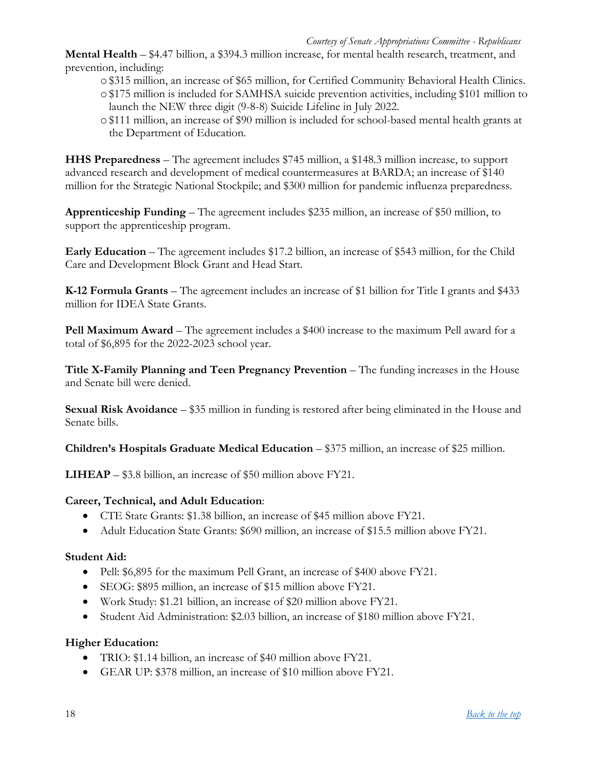*Courtesy of Senate Appropriations Committee - Republicans*

**Mental Health** – $4.47 billion, a $394.3 million increase, for mental health research, treatment, and prevention, including:

- $315 million, an increase of $65 million, for Certified Community Behavioral Health Clinics.
- $175 million is included for SAMHSA suicide prevention activities, including $101 million to launch the NEW three digit (9-8-8) Suicide Lifeline in July 2022.
- $111 million, an increase of $90 million is included for school-based mental health grants at the Department of Education.

**HHS Preparedness** – The agreement includes $745 million, a $148.3 million increase, to support advanced research and development of medical countermeasures at BARDA; an increase of $140 million for the Strategic National Stockpile; and $300 million for pandemic influenza preparedness.

**Apprenticeship Funding** – The agreement includes $235 million, an increase of $50 million, to support the apprenticeship program.

**Early Education** – The agreement includes $17.2 billion, an increase of $543 million, for the Child Care and Development Block Grant and Head Start.

**K-12 Formula Grants** – The agreement includes an increase of $1 billion for Title I grants and $433 million for IDEA State Grants.

**Pell Maximum Award** – The agreement includes a $400 increase to the maximum Pell award for a total of $6,895 for the 2022-2023 school year.

**Title X-Family Planning and Teen Pregnancy Prevention** – The funding increases in the House and Senate bill were denied.

**Sexual Risk Avoidance** – $35 million in funding is restored after being eliminated in the House and Senate bills.

**Children's Hospitals Graduate Medical Education** – $375 million, an increase of $25 million.

**LIHEAP** – $3.8 billion, an increase of $50 million above FY21.

**Career, Technical, and Adult Education**:

- CTE State Grants: $1.38 billion, an increase of $45 million above FY21.
- Adult Education State Grants: $690 million, an increase of $15.5 million above FY21.

**Student Aid:**

- Pell: $6,895 for the maximum Pell Grant, an increase of $400 above FY21.
- SEOG: $895 million, an increase of $15 million above FY21.
- Work Study: $1.21 billion, an increase of $20 million above FY21.
- Student Aid Administration: $2.03 billion, an increase of $180 million above FY21.

**Higher Education:**

- TRIO: $1.14 billion, an increase of $40 million above FY21.
- GEAR UP: $378 million, an increase of $10 million above FY21.

[Back to the top]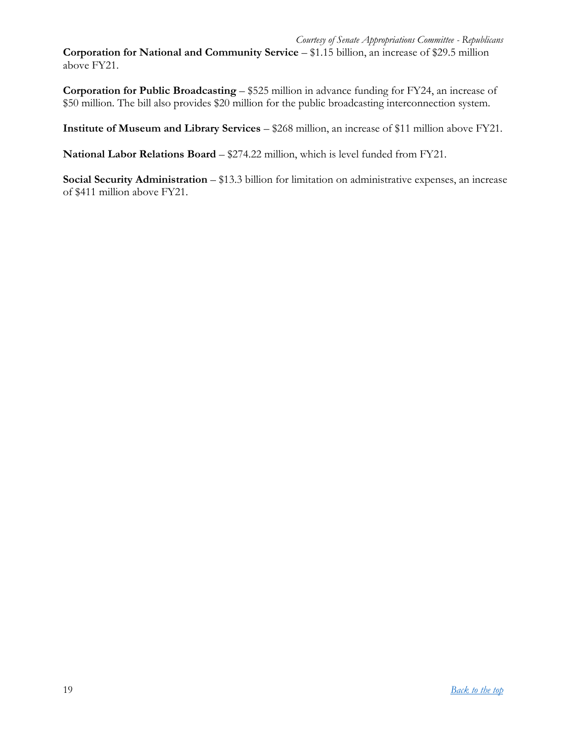**Corporation for National and Community Service** – $1.15 billion, an increase of $29.5 million above FY21.

**Corporation for Public Broadcasting** – $525 million in advance funding for FY24, an increase of $50 million. The bill also provides $20 million for the public broadcasting interconnection system.

**Institute of Museum and Library Services** – $268 million, an increase of $11 million above FY21.

**National Labor Relations Board** – $274.22 million, which is level funded from FY21.

**Social Security Administration** – $13.3 billion for limitation on administrative expenses, an increase of $411 million above FY21.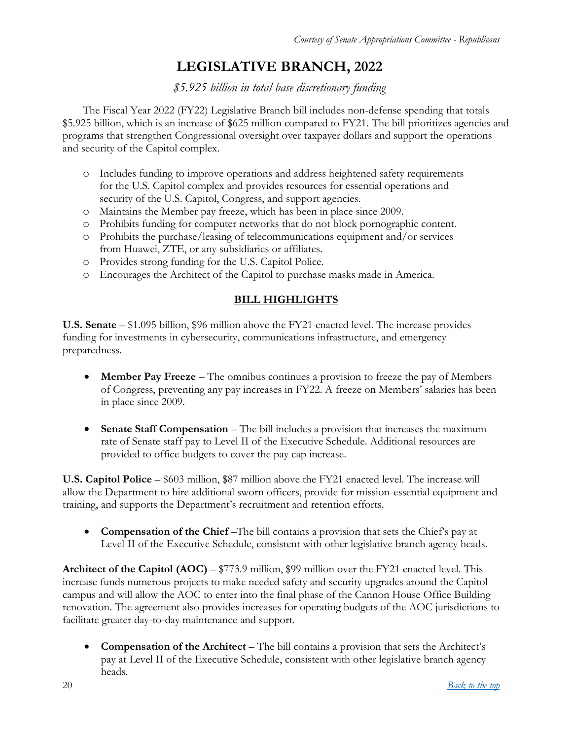*Courtesy of Senate Appropriations Committee - Republicans*

# LEGISLATIVE BRANCH, 2022

*$5.925 billion in total base discretionary funding*

The Fiscal Year 2022 (FY22) Legislative Branch bill includes non-defense spending that totals $5.925 billion, which is an increase of $625 million compared to FY21. The bill prioritizes agencies and programs that strengthen Congressional oversight over taxpayer dollars and support the operations and security of the Capitol complex.

- Includes funding to improve operations and address heightened safety requirements for the U.S. Capitol complex and provides resources for essential operations and security of the U.S. Capitol, Congress, and support agencies.
- Maintains the Member pay freeze, which has been in place since 2009.
- Prohibits funding for computer networks that do not block pornographic content.
- Prohibits the purchase/leasing of telecommunications equipment and/or services from Huawei, ZTE, or any subsidiaries or affiliates.
- Provides strong funding for the U.S. Capitol Police.
- Encourages the Architect of the Capitol to purchase masks made in America.

## BILL HIGHLIGHTS

**U.S. Senate** – $1.095 billion, $96 million above the FY21 enacted level. The increase provides funding for investments in cybersecurity, communications infrastructure, and emergency preparedness.

- **Member Pay Freeze** – The omnibus continues a provision to freeze the pay of Members of Congress, preventing any pay increases in FY22. A freeze on Members' salaries has been in place since 2009.
- **Senate Staff Compensation** – The bill includes a provision that increases the maximum rate of Senate staff pay to Level II of the Executive Schedule. Additional resources are provided to office budgets to cover the pay cap increase.

**U.S. Capitol Police** – $603 million, $87 million above the FY21 enacted level. The increase will allow the Department to hire additional sworn officers, provide for mission-essential equipment and training, and supports the Department's recruitment and retention efforts.

- **Compensation of the Chief** –The bill contains a provision that sets the Chief's pay at Level II of the Executive Schedule, consistent with other legislative branch agency heads.

**Architect of the Capitol (AOC)** – $773.9 million, $99 million over the FY21 enacted level. This increase funds numerous projects to make needed safety and security upgrades around the Capitol campus and will allow the AOC to enter into the final phase of the Cannon House Office Building renovation. The agreement also provides increases for operating budgets of the AOC jurisdictions to facilitate greater day-to-day maintenance and support.

- **Compensation of the Architect** – The bill contains a provision that sets the Architect's pay at Level II of the Executive Schedule, consistent with other legislative branch agency heads.

[Back to the top](#)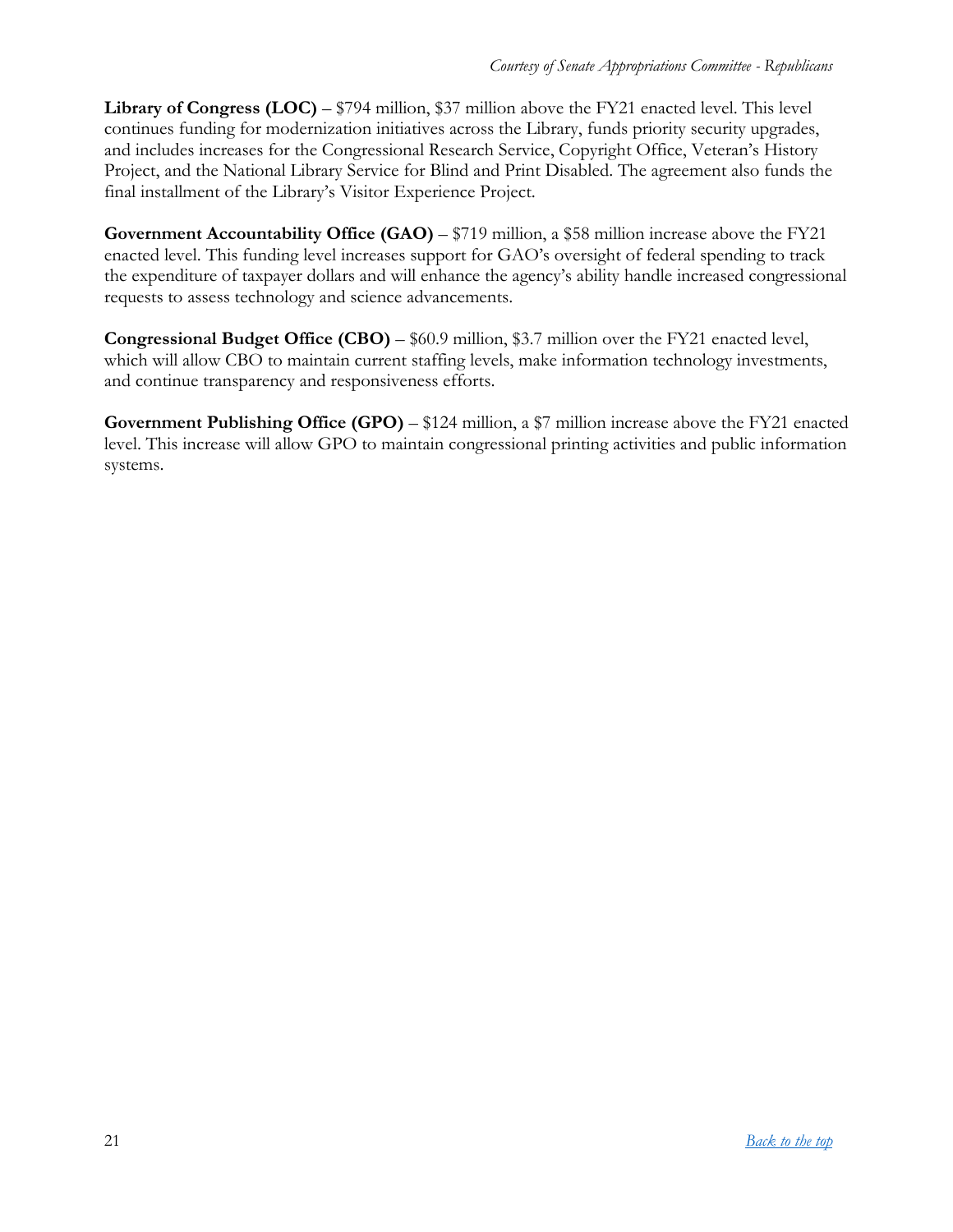**Library of Congress (LOC)** – $794 million, $37 million above the FY21 enacted level. This level continues funding for modernization initiatives across the Library, funds priority security upgrades, and includes increases for the Congressional Research Service, Copyright Office, Veteran's History Project, and the National Library Service for Blind and Print Disabled. The agreement also funds the final installment of the Library's Visitor Experience Project.

**Government Accountability Office (GAO)** – $719 million, a $58 million increase above the FY21 enacted level. This funding level increases support for GAO's oversight of federal spending to track the expenditure of taxpayer dollars and will enhance the agency's ability handle increased congressional requests to assess technology and science advancements.

**Congressional Budget Office (CBO)** – $60.9 million, $3.7 million over the FY21 enacted level, which will allow CBO to maintain current staffing levels, make information technology investments, and continue transparency and responsiveness efforts.

**Government Publishing Office (GPO)** – $124 million, a $7 million increase above the FY21 enacted level. This increase will allow GPO to maintain congressional printing activities and public information systems.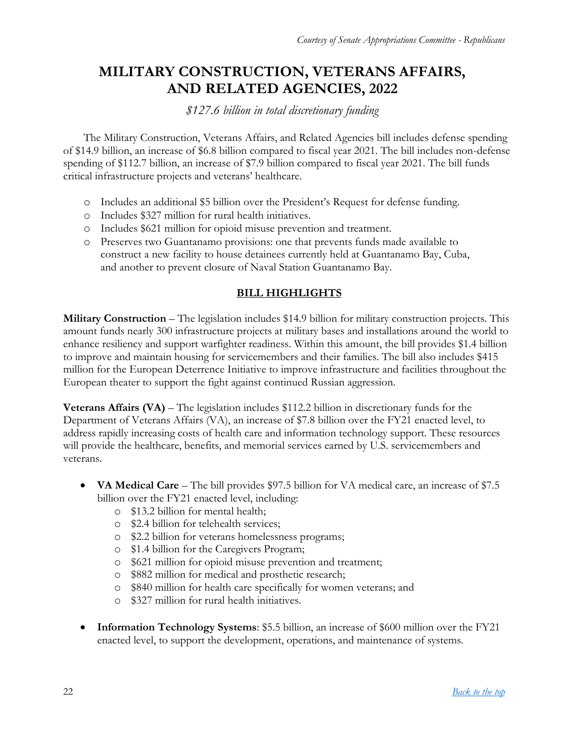# MILITARY CONSTRUCTION, VETERANS AFFAIRS, AND RELATED AGENCIES, 2022

*$127.6 billion in total discretionary funding*

The Military Construction, Veterans Affairs, and Related Agencies bill includes defense spending of $14.9 billion, an increase of $6.8 billion compared to fiscal year 2021. The bill includes non-defense spending of $112.7 billion, an increase of $7.9 billion compared to fiscal year 2021. The bill funds critical infrastructure projects and veterans' healthcare.

- Includes an additional $5 billion over the President's Request for defense funding.
- Includes $327 million for rural health initiatives.
- Includes $621 million for opioid misuse prevention and treatment.
- Preserves two Guantanamo provisions: one that prevents funds made available to construct a new facility to house detainees currently held at Guantanamo Bay, Cuba, and another to prevent closure of Naval Station Guantanamo Bay.

## BILL HIGHLIGHTS

**Military Construction** – The legislation includes $14.9 billion for military construction projects. This amount funds nearly 300 infrastructure projects at military bases and installations around the world to enhance resiliency and support warfighter readiness. Within this amount, the bill provides $1.4 billion to improve and maintain housing for servicemembers and their families. The bill also includes $415 million for the European Deterrence Initiative to improve infrastructure and facilities throughout the European theater to support the fight against continued Russian aggression.

**Veterans Affairs (VA)** – The legislation includes $112.2 billion in discretionary funds for the Department of Veterans Affairs (VA), an increase of $7.8 billion over the FY21 enacted level, to address rapidly increasing costs of health care and information technology support. These resources will provide the healthcare, benefits, and memorial services earned by U.S. servicemembers and veterans.

- **VA Medical Care** – The bill provides $97.5 billion for VA medical care, an increase of $7.5 billion over the FY21 enacted level, including:
  - $13.2 billion for mental health;
  - $2.4 billion for telehealth services;
  - $2.2 billion for veterans homelessness programs;
  - $1.4 billion for the Caregivers Program;
  - $621 million for opioid misuse prevention and treatment;
  - $882 million for medical and prosthetic research;
  - $840 million for health care specifically for women veterans; and
  - $327 million for rural health initiatives.

- **Information Technology Systems**: $5.5 billion, an increase of $600 million over the FY21 enacted level, to support the development, operations, and maintenance of systems.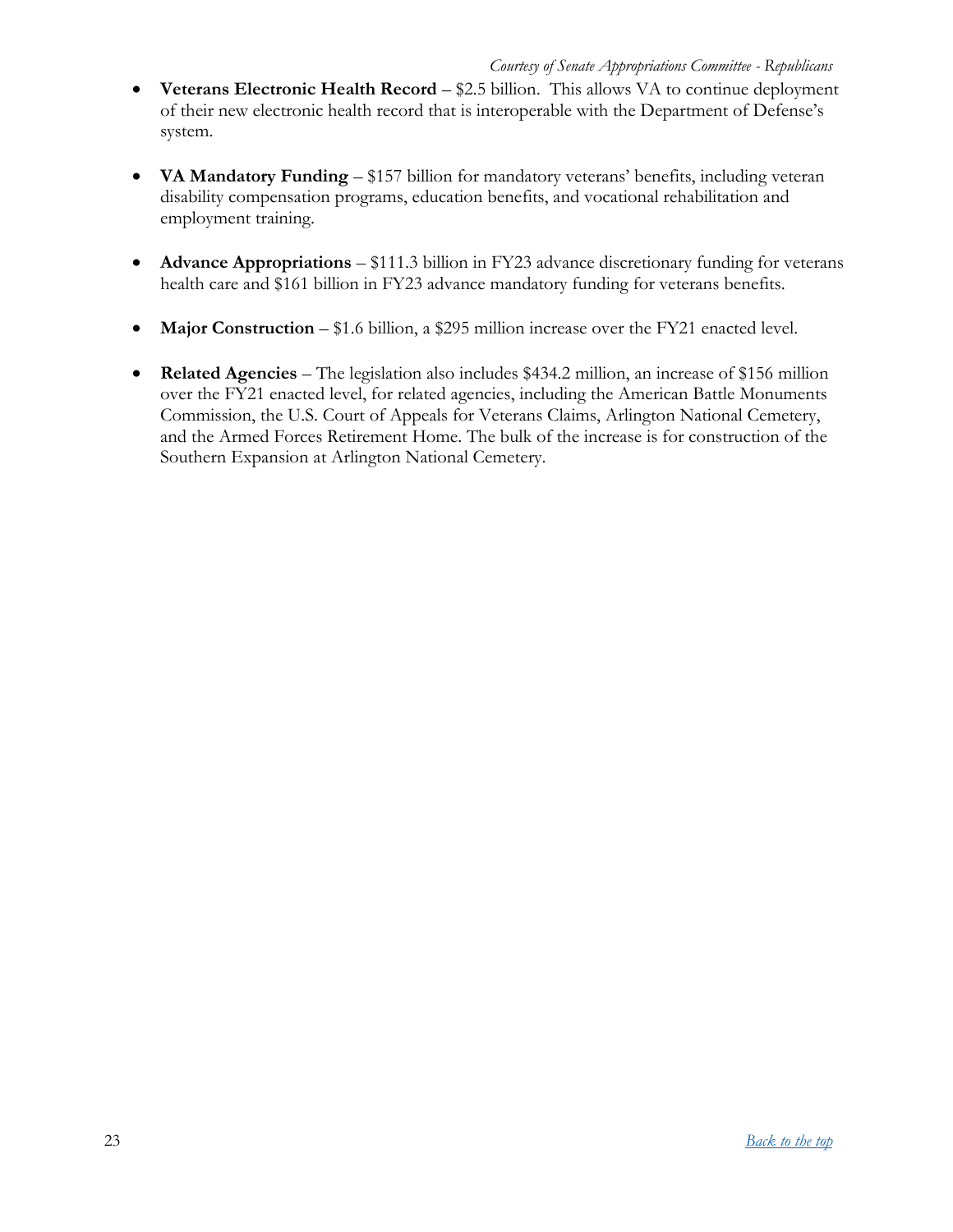- **Veterans Electronic Health Record** – $2.5 billion. This allows VA to continue deployment of their new electronic health record that is interoperable with the Department of Defense's system.

- **VA Mandatory Funding** – $157 billion for mandatory veterans' benefits, including veteran disability compensation programs, education benefits, and vocational rehabilitation and employment training.

- **Advance Appropriations** – $111.3 billion in FY23 advance discretionary funding for veterans health care and $161 billion in FY23 advance mandatory funding for veterans benefits.

- **Major Construction** – $1.6 billion, a $295 million increase over the FY21 enacted level.

- **Related Agencies** – The legislation also includes $434.2 million, an increase of $156 million over the FY21 enacted level, for related agencies, including the American Battle Monuments Commission, the U.S. Court of Appeals for Veterans Claims, Arlington National Cemetery, and the Armed Forces Retirement Home. The bulk of the increase is for construction of the Southern Expansion at Arlington National Cemetery.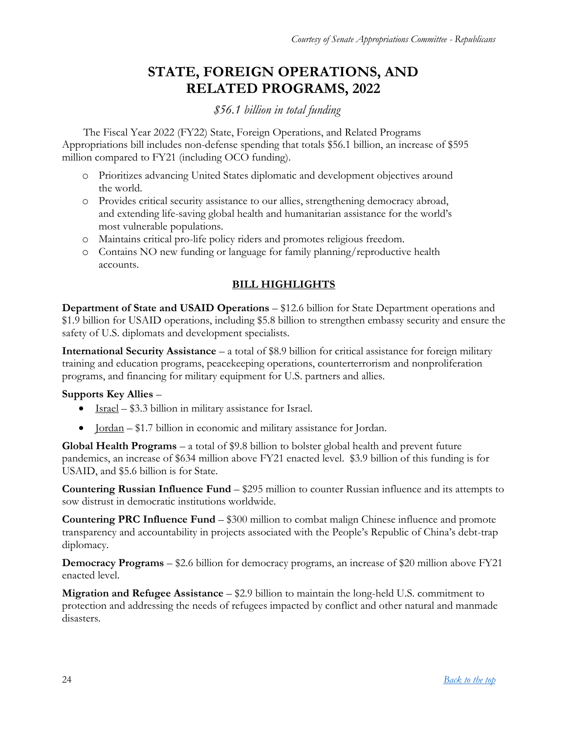*Courtesy of Senate Appropriations Committee - Republicans*

# STATE, FOREIGN OPERATIONS, AND RELATED PROGRAMS, 2022

*$56.1 billion in total funding*

The Fiscal Year 2022 (FY22) State, Foreign Operations, and Related Programs Appropriations bill includes non-defense spending that totals $56.1 billion, an increase of $595 million compared to FY21 (including OCO funding).

- Prioritizes advancing United States diplomatic and development objectives around the world.
- Provides critical security assistance to our allies, strengthening democracy abroad, and extending life-saving global health and humanitarian assistance for the world's most vulnerable populations.
- Maintains critical pro-life policy riders and promotes religious freedom.
- Contains NO new funding or language for family planning/reproductive health accounts.

## BILL HIGHLIGHTS

**Department of State and USAID Operations** – $12.6 billion for State Department operations and $1.9 billion for USAID operations, including $5.8 billion to strengthen embassy security and ensure the safety of U.S. diplomats and development specialists.

**International Security Assistance** – a total of $8.9 billion for critical assistance for foreign military training and education programs, peacekeeping operations, counterterrorism and nonproliferation programs, and financing for military equipment for U.S. partners and allies.

**Supports Key Allies** –

- Israel – $3.3 billion in military assistance for Israel.
- Jordan – $1.7 billion in economic and military assistance for Jordan.

**Global Health Programs** – a total of $9.8 billion to bolster global health and prevent future pandemics, an increase of $634 million above FY21 enacted level. $3.9 billion of this funding is for USAID, and $5.6 billion is for State.

**Countering Russian Influence Fund** – $295 million to counter Russian influence and its attempts to sow distrust in democratic institutions worldwide.

**Countering PRC Influence Fund** – $300 million to combat malign Chinese influence and promote transparency and accountability in projects associated with the People's Republic of China's debt-trap diplomacy.

**Democracy Programs** – $2.6 billion for democracy programs, an increase of $20 million above FY21 enacted level.

**Migration and Refugee Assistance** – $2.9 billion to maintain the long-held U.S. commitment to protection and addressing the needs of refugees impacted by conflict and other natural and manmade disasters.

[Back to the top]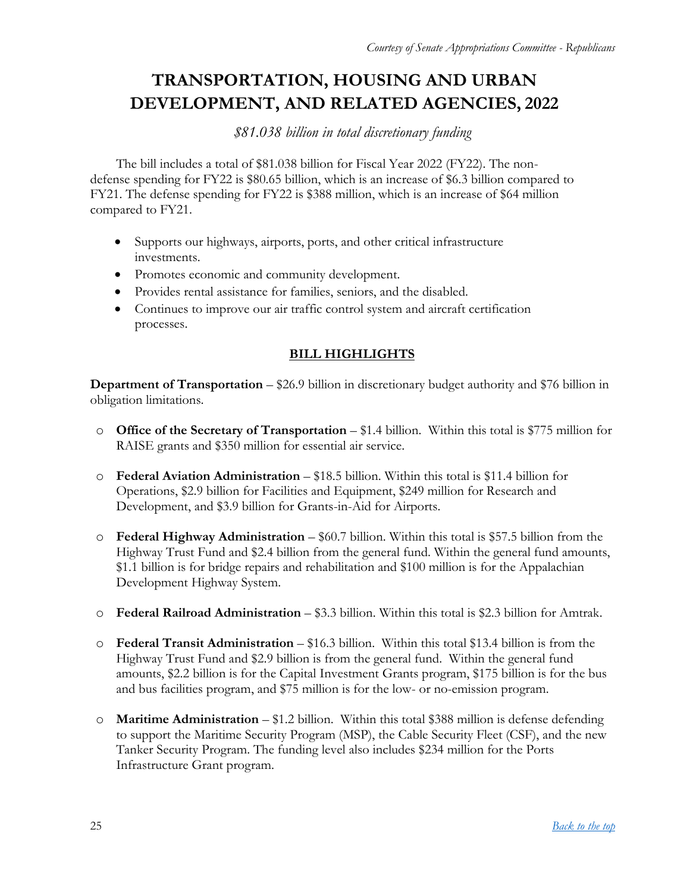*Courtesy of Senate Appropriations Committee - Republicans*

# TRANSPORTATION, HOUSING AND URBAN DEVELOPMENT, AND RELATED AGENCIES, 2022

*$81.038 billion in total discretionary funding*

The bill includes a total of $81.038 billion for Fiscal Year 2022 (FY22). The non-defense spending for FY22 is $80.65 billion, which is an increase of $6.3 billion compared to FY21. The defense spending for FY22 is $388 million, which is an increase of $64 million compared to FY21.

- Supports our highways, airports, ports, and other critical infrastructure investments.
- Promotes economic and community development.
- Provides rental assistance for families, seniors, and the disabled.
- Continues to improve our air traffic control system and aircraft certification processes.

## BILL HIGHLIGHTS

**Department of Transportation** – $26.9 billion in discretionary budget authority and $76 billion in obligation limitations.

- **Office of the Secretary of Transportation** – $1.4 billion. Within this total is $775 million for RAISE grants and $350 million for essential air service.

- **Federal Aviation Administration** – $18.5 billion. Within this total is $11.4 billion for Operations, $2.9 billion for Facilities and Equipment, $249 million for Research and Development, and $3.9 billion for Grants-in-Aid for Airports.

- **Federal Highway Administration** – $60.7 billion. Within this total is $57.5 billion from the Highway Trust Fund and $2.4 billion from the general fund. Within the general fund amounts, $1.1 billion is for bridge repairs and rehabilitation and $100 million is for the Appalachian Development Highway System.

- **Federal Railroad Administration** – $3.3 billion. Within this total is $2.3 billion for Amtrak.

- **Federal Transit Administration** – $16.3 billion. Within this total $13.4 billion is from the Highway Trust Fund and $2.9 billion is from the general fund. Within the general fund amounts, $2.2 billion is for the Capital Investment Grants program, $175 billion is for the bus and bus facilities program, and $75 million is for the low- or no-emission program.

- **Maritime Administration** – $1.2 billion. Within this total $388 million is defense defending to support the Maritime Security Program (MSP), the Cable Security Fleet (CSF), and the new Tanker Security Program. The funding level also includes $234 million for the Ports Infrastructure Grant program.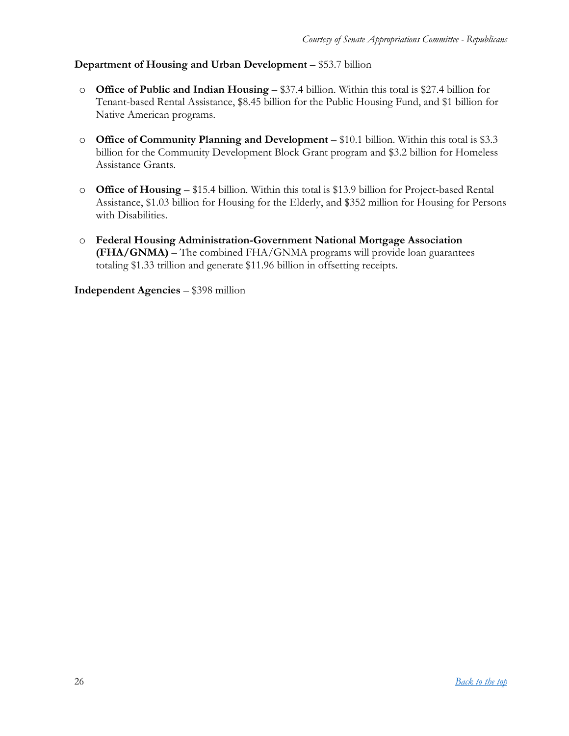**Department of Housing and Urban Development** – $53.7 billion

- **Office of Public and Indian Housing** – $37.4 billion. Within this total is $27.4 billion for Tenant-based Rental Assistance, $8.45 billion for the Public Housing Fund, and $1 billion for Native American programs.

- **Office of Community Planning and Development** – $10.1 billion. Within this total is $3.3 billion for the Community Development Block Grant program and $3.2 billion for Homeless Assistance Grants.

- **Office of Housing** – $15.4 billion. Within this total is $13.9 billion for Project-based Rental Assistance, $1.03 billion for Housing for the Elderly, and $352 million for Housing for Persons with Disabilities.

- **Federal Housing Administration-Government National Mortgage Association (FHA/GNMA)** – The combined FHA/GNMA programs will provide loan guarantees totaling $1.33 trillion and generate $11.96 billion in offsetting receipts.

**Independent Agencies** – $398 million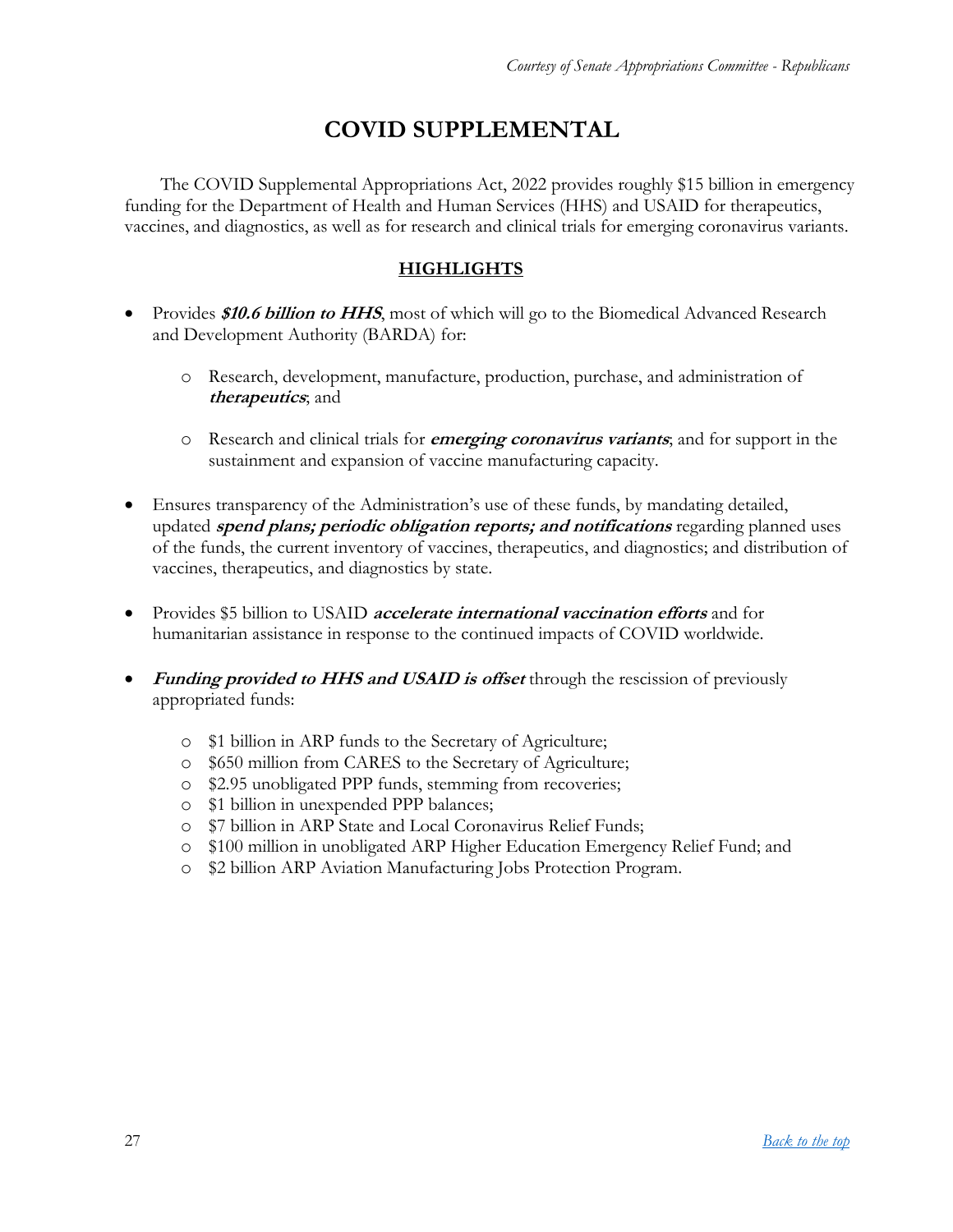# COVID SUPPLEMENTAL

The COVID Supplemental Appropriations Act, 2022 provides roughly $15 billion in emergency funding for the Department of Health and Human Services (HHS) and USAID for therapeutics, vaccines, and diagnostics, as well as for research and clinical trials for emerging coronavirus variants.

## HIGHLIGHTS

- Provides ***$10.6 billion to HHS***, most of which will go to the Biomedical Advanced Research and Development Authority (BARDA) for:
  - Research, development, manufacture, production, purchase, and administration of ***therapeutics***; and
  - Research and clinical trials for ***emerging coronavirus variants***; and for support in the sustainment and expansion of vaccine manufacturing capacity.
- Ensures transparency of the Administration's use of these funds, by mandating detailed, updated ***spend plans; periodic obligation reports; and notifications*** regarding planned uses of the funds, the current inventory of vaccines, therapeutics, and diagnostics; and distribution of vaccines, therapeutics, and diagnostics by state.
- Provides $5 billion to USAID ***accelerate international vaccination efforts*** and for humanitarian assistance in response to the continued impacts of COVID worldwide.
- ***Funding provided to HHS and USAID is offset*** through the rescission of previously appropriated funds:
  - $1 billion in ARP funds to the Secretary of Agriculture;
  - $650 million from CARES to the Secretary of Agriculture;
  - $2.95 unobligated PPP funds, stemming from recoveries;
  - $1 billion in unexpended PPP balances;
  - $7 billion in ARP State and Local Coronavirus Relief Funds;
  - $100 million in unobligated ARP Higher Education Emergency Relief Fund; and
  - $2 billion ARP Aviation Manufacturing Jobs Protection Program.